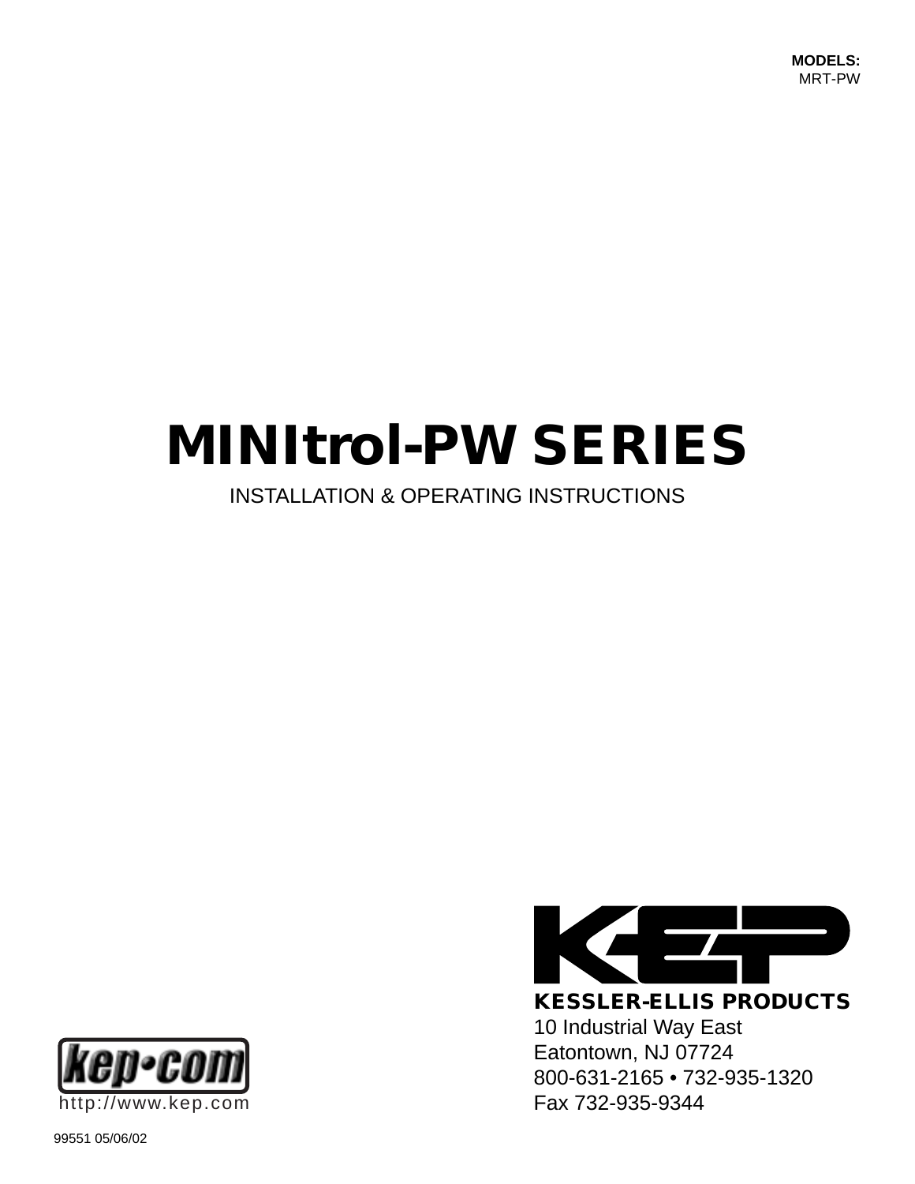**MODELS:**
MRT-PW

# MINItrol-PW SERIES

INSTALLATION & OPERATING INSTRUCTIONS

**KESSLER-ELLIS PRODUCTS**
10 Industrial Way East
Eatontown, NJ 07724
800-631-2165 • 732-935-1320
Fax 732-935-9344

kep•com
http://www.kep.com

99551 05/06/02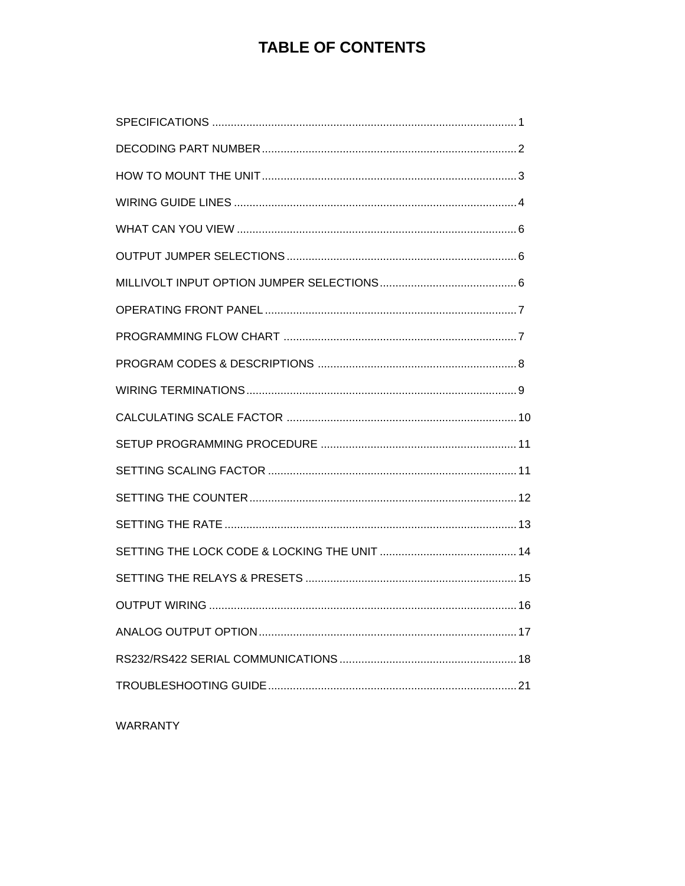# TABLE OF CONTENTS

SPECIFICATIONS ........................................................................................ 1

DECODING PART NUMBER ........................................................................ 2

HOW TO MOUNT THE UNIT ........................................................................ 3

WIRING GUIDE LINES ................................................................................ 4

WHAT CAN YOU VIEW ............................................................................... 6

OUTPUT JUMPER SELECTIONS ................................................................ 6

MILLIVOLT INPUT OPTION JUMPER SELECTIONS .................................. 6

OPERATING FRONT PANEL ...................................................................... 7

PROGRAMMING FLOW CHART ................................................................. 7

PROGRAM CODES & DESCRIPTIONS ...................................................... 8

WIRING TERMINATIONS ............................................................................ 9

CALCULATING SCALE FACTOR ............................................................... 10

SETUP PROGRAMMING PROCEDURE ..................................................... 11

SETTING SCALING FACTOR ..................................................................... 11

SETTING THE COUNTER ........................................................................... 12

SETTING THE RATE ................................................................................... 13

SETTING THE LOCK CODE & LOCKING THE UNIT .................................. 14

SETTING THE RELAYS & PRESETS ......................................................... 15

OUTPUT WIRING ........................................................................................ 16

ANALOG OUTPUT OPTION ........................................................................ 17

RS232/RS422 SERIAL COMMUNICATIONS ............................................... 18

TROUBLESHOOTING GUIDE ..................................................................... 21

WARRANTY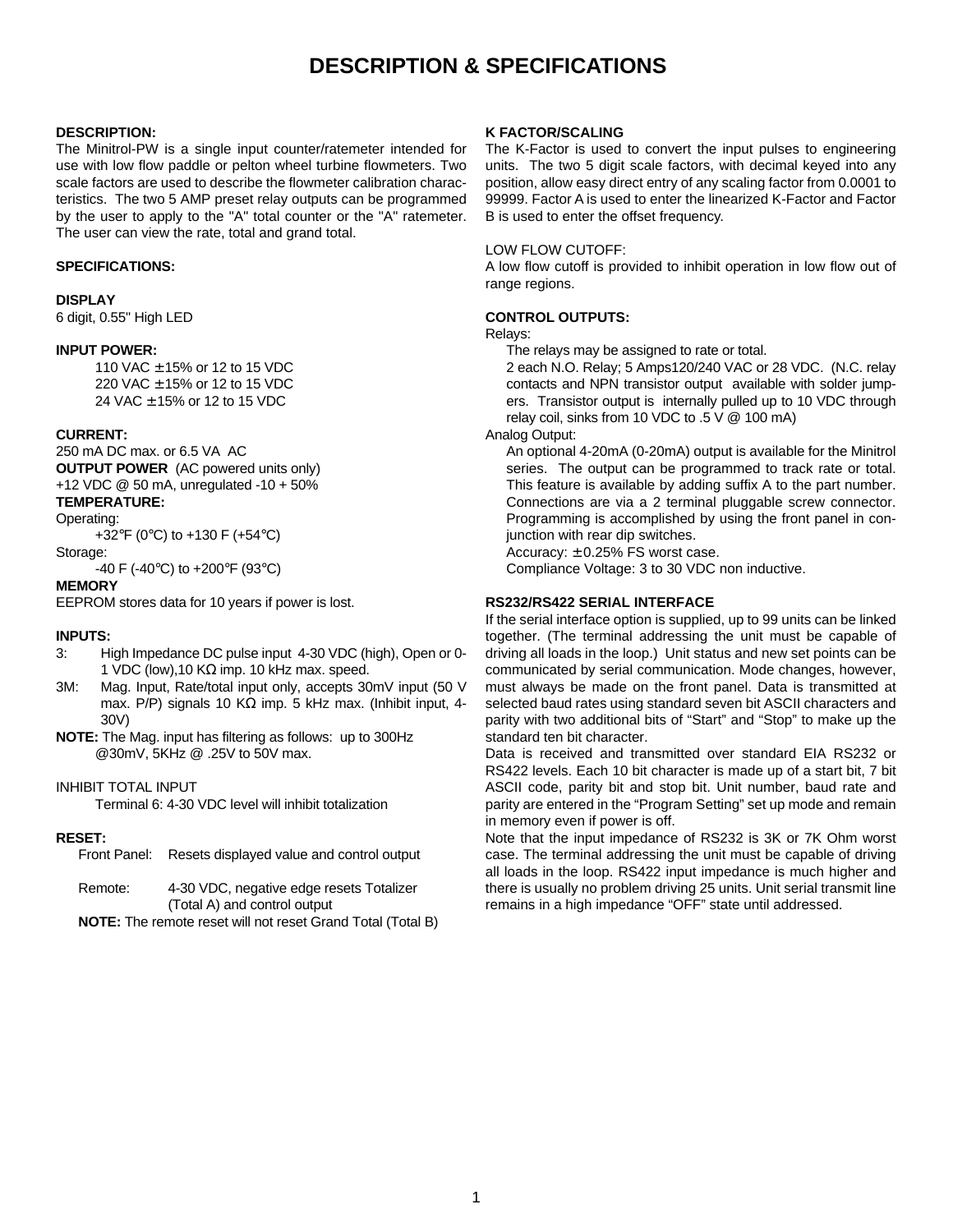# DESCRIPTION & SPECIFICATIONS

**DESCRIPTION:**

The Minitrol-PW is a single input counter/ratemeter intended for use with low flow paddle or pelton wheel turbine flowmeters. Two scale factors are used to describe the flowmeter calibration characteristics. The two 5 AMP preset relay outputs can be programmed by the user to apply to the "A" total counter or the "A" ratemeter. The user can view the rate, total and grand total.

**SPECIFICATIONS:**

**DISPLAY**

6 digit, 0.55" High LED

**INPUT POWER:**

110 VAC ± 15% or 12 to 15 VDC
220 VAC ± 15% or 12 to 15 VDC
24 VAC ± 15% or 12 to 15 VDC

**CURRENT:**

250 mA DC max. or 6.5 VA AC

**OUTPUT POWER** (AC powered units only)

+12 VDC @ 50 mA, unregulated -10 + 50%

**TEMPERATURE:**

Operating:

+32°F (0°C) to +130 F (+54°C)

Storage:

-40 F (-40°C) to +200°F (93°C)

**MEMORY**

EEPROM stores data for 10 years if power is lost.

**INPUTS:**

- 3: High Impedance DC pulse input 4-30 VDC (high), Open or 0-1 VDC (low),10 KΩ imp. 10 kHz max. speed.
- 3M: Mag. Input, Rate/total input only, accepts 30mV input (50 V max. P/P) signals 10 KΩ imp. 5 kHz max. (Inhibit input, 4-30V)

**NOTE:** The Mag. input has filtering as follows: up to 300Hz @30mV, 5KHz @ .25V to 50V max.

INHIBIT TOTAL INPUT

Terminal 6: 4-30 VDC level will inhibit totalization

**RESET:**

Front Panel: Resets displayed value and control output

Remote: 4-30 VDC, negative edge resets Totalizer (Total A) and control output

**NOTE:** The remote reset will not reset Grand Total (Total B)

**K FACTOR/SCALING**

The K-Factor is used to convert the input pulses to engineering units. The two 5 digit scale factors, with decimal keyed into any position, allow easy direct entry of any scaling factor from 0.0001 to 99999. Factor A is used to enter the linearized K-Factor and Factor B is used to enter the offset frequency.

LOW FLOW CUTOFF:

A low flow cutoff is provided to inhibit operation in low flow out of range regions.

**CONTROL OUTPUTS:**

Relays:

The relays may be assigned to rate or total.

2 each N.O. Relay; 5 Amps120/240 VAC or 28 VDC. (N.C. relay contacts and NPN transistor output available with solder jumpers. Transistor output is internally pulled up to 10 VDC through relay coil, sinks from 10 VDC to .5 V @ 100 mA)

Analog Output:

An optional 4-20mA (0-20mA) output is available for the Minitrol series. The output can be programmed to track rate or total. This feature is available by adding suffix A to the part number. Connections are via a 2 terminal pluggable screw connector. Programming is accomplished by using the front panel in conjunction with rear dip switches.

Accuracy: ± 0.25% FS worst case.

Compliance Voltage: 3 to 30 VDC non inductive.

**RS232/RS422 SERIAL INTERFACE**

If the serial interface option is supplied, up to 99 units can be linked together. (The terminal addressing the unit must be capable of driving all loads in the loop.) Unit status and new set points can be communicated by serial communication. Mode changes, however, must always be made on the front panel. Data is transmitted at selected baud rates using standard seven bit ASCII characters and parity with two additional bits of "Start" and "Stop" to make up the standard ten bit character.

Data is received and transmitted over standard EIA RS232 or RS422 levels. Each 10 bit character is made up of a start bit, 7 bit ASCII code, parity bit and stop bit. Unit number, baud rate and parity are entered in the "Program Setting" set up mode and remain in memory even if power is off.

Note that the input impedance of RS232 is 3K or 7K Ohm worst case. The terminal addressing the unit must be capable of driving all loads in the loop. RS422 input impedance is much higher and there is usually no problem driving 25 units. Unit serial transmit line remains in a high impedance "OFF" state until addressed.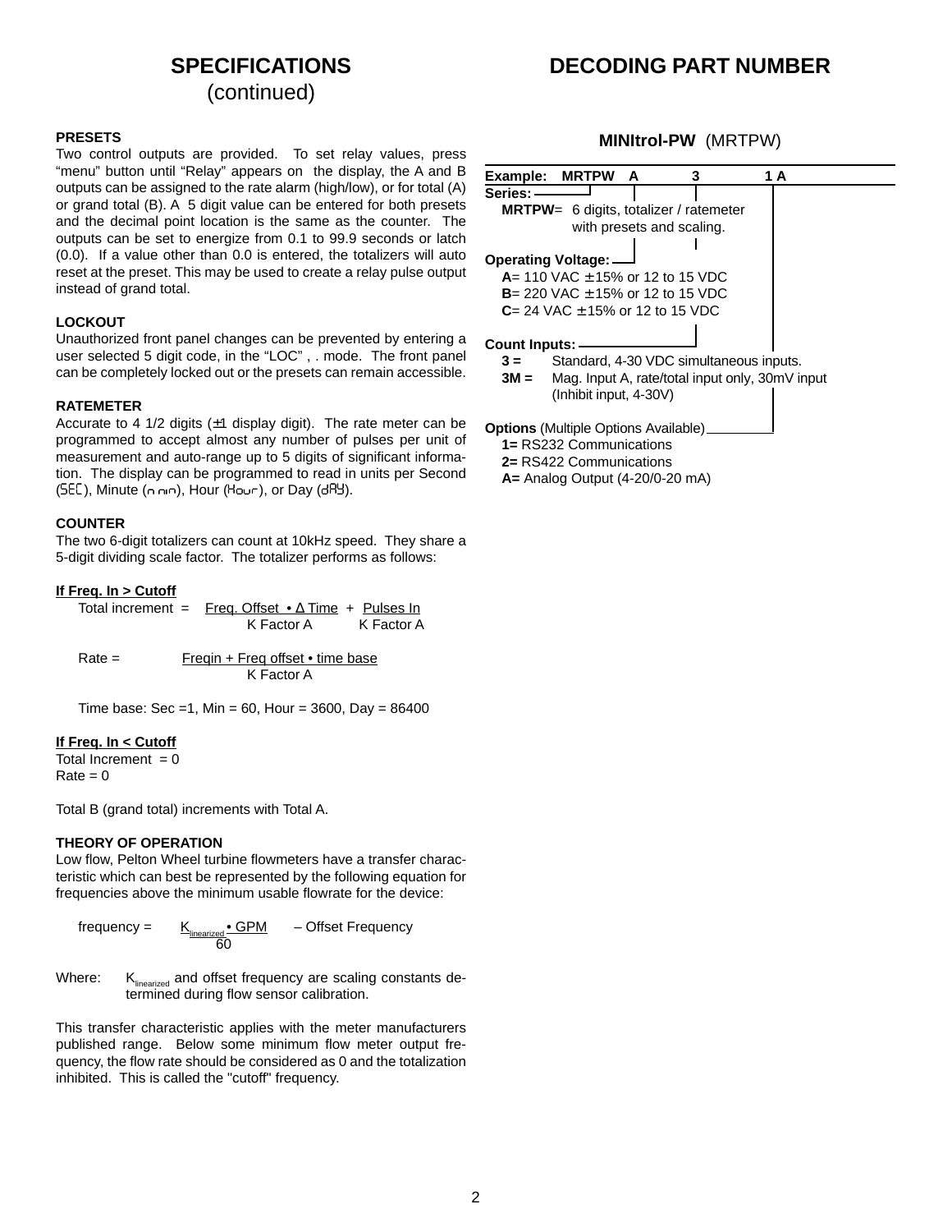## SPECIFICATIONS (continued)

**PRESETS**

Two control outputs are provided. To set relay values, press “menu” button until “Relay” appears on the display, the A and B outputs can be assigned to the rate alarm (high/low), or for total (A) or grand total (B). A 5 digit value can be entered for both presets and the decimal point location is the same as the counter. The outputs can be set to energize from 0.1 to 99.9 seconds or latch (0.0). If a value other than 0.0 is entered, the totalizers will auto reset at the preset. This may be used to create a relay pulse output instead of grand total.

**LOCKOUT**

Unauthorized front panel changes can be prevented by entering a user selected 5 digit code, in the “LOC” , . mode. The front panel can be completely locked out or the presets can remain accessible.

**RATEMETER**

Accurate to 4 1/2 digits (±1 display digit). The rate meter can be programmed to accept almost any number of pulses per unit of measurement and auto-range up to 5 digits of significant information. The display can be programmed to read in units per Second (SEC), Minute (n nin), Hour (Hour), or Day (dAY).

**COUNTER**

The two 6-digit totalizers can count at 10kHz speed. They share a 5-digit dividing scale factor. The totalizer performs as follows:

**If Freq. In > Cutoff**

$$\text{Total increment} = \frac{\text{Freq. Offset} \cdot \Delta\,\text{Time}}{\text{K Factor A}} + \frac{\text{Pulses In}}{\text{K Factor A}}$$

$$\text{Rate} = \frac{\text{Freqin} + \text{Freq offset} \cdot \text{time base}}{\text{K Factor A}}$$

Time base: Sec =1, Min = 60, Hour = 3600, Day = 86400

**If Freq. In < Cutoff**

Total Increment = 0
Rate = 0

Total B (grand total) increments with Total A.

**THEORY OF OPERATION**

Low flow, Pelton Wheel turbine flowmeters have a transfer characteristic which can best be represented by the following equation for frequencies above the minimum usable flowrate for the device:

$$\text{frequency} = \frac{K_{linearized} \cdot \text{GPM}}{60} - \text{Offset Frequency}$$

Where: $K_{linearized}$ and offset frequency are scaling constants determined during flow sensor calibration.

This transfer characteristic applies with the meter manufacturers published range. Below some minimum flow meter output frequency, the flow rate should be considered as 0 and the totalization inhibited. This is called the "cutoff" frequency.

## DECODING PART NUMBER

### MINItrol-PW (MRTPW)

**Example: MRTPW A 3 1 A**

**Series:**
- **MRTPW**= 6 digits, totalizer / ratemeter with presets and scaling.

**Operating Voltage:**
- **A**= 110 VAC ±15% or 12 to 15 VDC
- **B**= 220 VAC ±15% or 12 to 15 VDC
- **C**= 24 VAC ±15% or 12 to 15 VDC

**Count Inputs:**
- **3 =** Standard, 4-30 VDC simultaneous inputs.
- **3M =** Mag. Input A, rate/total input only, 30mV input (Inhibit input, 4-30V)

**Options** (Multiple Options Available)
- **1=** RS232 Communications
- **2=** RS422 Communications
- **A=** Analog Output (4-20/0-20 mA)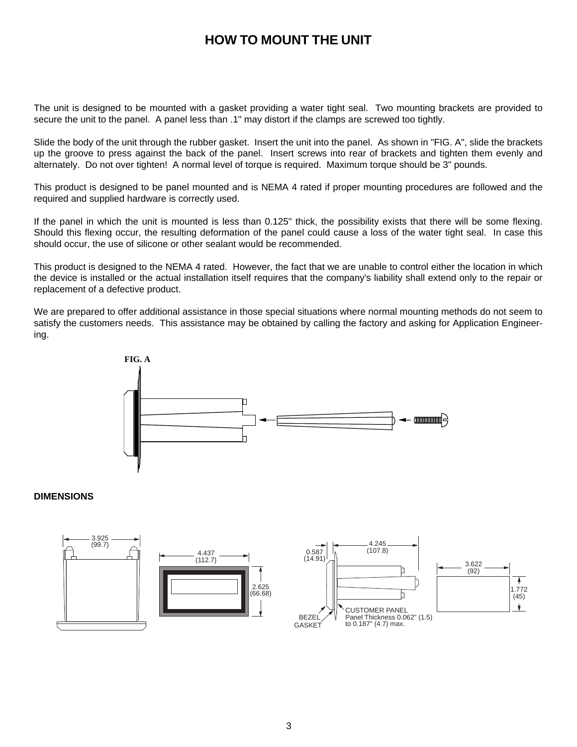# HOW TO MOUNT THE UNIT

The unit is designed to be mounted with a gasket providing a water tight seal. Two mounting brackets are provided to secure the unit to the panel. A panel less than .1" may distort if the clamps are screwed too tightly.

Slide the body of the unit through the rubber gasket. Insert the unit into the panel. As shown in "FIG. A", slide the brackets up the groove to press against the back of the panel. Insert screws into rear of brackets and tighten them evenly and alternately. Do not over tighten! A normal level of torque is required. Maximum torque should be 3" pounds.

This product is designed to be panel mounted and is NEMA 4 rated if proper mounting procedures are followed and the required and supplied hardware is correctly used.

If the panel in which the unit is mounted is less than 0.125" thick, the possibility exists that there will be some flexing. Should this flexing occur, the resulting deformation of the panel could cause a loss of the water tight seal. In case this should occur, the use of silicone or other sealant would be recommended.

This product is designed to the NEMA 4 rated. However, the fact that we are unable to control either the location in which the device is installed or the actual installation itself requires that the company's liability shall extend only to the repair or replacement of a defective product.

We are prepared to offer additional assistance in those special situations where normal mounting methods do not seem to satisfy the customers needs. This assistance may be obtained by calling the factory and asking for Application Engineering.

**FIG. A**

**DIMENSIONS**

3.925 (99.7)

4.437 (112.7)

2.625 (66.68)

0.587 (14.91)

4.245 (107.8)

BEZEL

GASKET

CUSTOMER PANEL
Panel Thickness 0.062" (1.5) to 0.187" (4.7) max.

3.622 (92)

1.772 (45)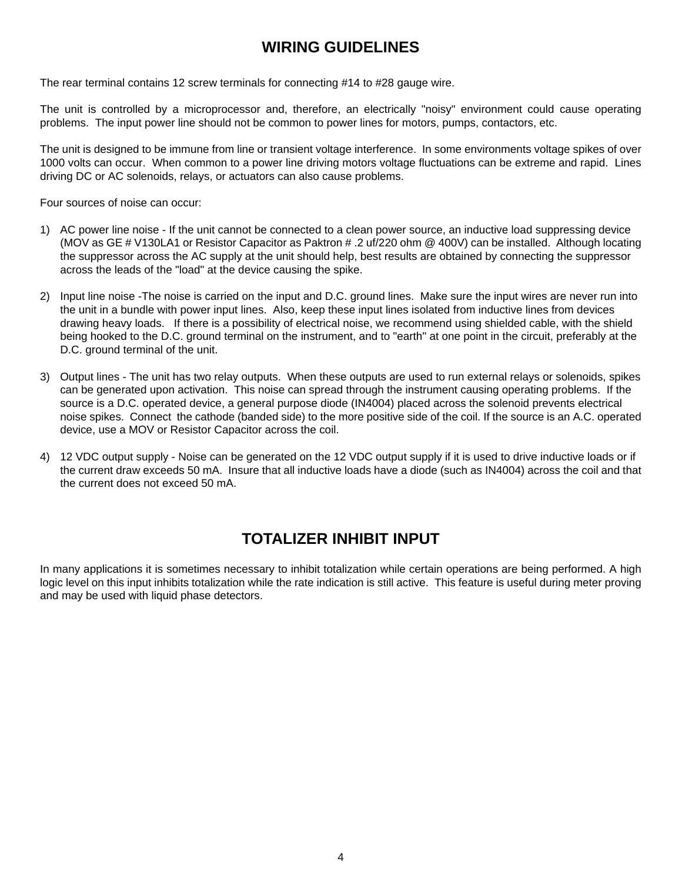## WIRING GUIDELINES

The rear terminal contains 12 screw terminals for connecting #14 to #28 gauge wire.

The unit is controlled by a microprocessor and, therefore, an electrically "noisy" environment could cause operating problems. The input power line should not be common to power lines for motors, pumps, contactors, etc.

The unit is designed to be immune from line or transient voltage interference. In some environments voltage spikes of over 1000 volts can occur. When common to a power line driving motors voltage fluctuations can be extreme and rapid. Lines driving DC or AC solenoids, relays, or actuators can also cause problems.

Four sources of noise can occur:

1) AC power line noise - If the unit cannot be connected to a clean power source, an inductive load suppressing device (MOV as GE # V130LA1 or Resistor Capacitor as Paktron # .2 uf/220 ohm @ 400V) can be installed. Although locating the suppressor across the AC supply at the unit should help, best results are obtained by connecting the suppressor across the leads of the "load" at the device causing the spike.

2) Input line noise -The noise is carried on the input and D.C. ground lines. Make sure the input wires are never run into the unit in a bundle with power input lines. Also, keep these input lines isolated from inductive lines from devices drawing heavy loads. If there is a possibility of electrical noise, we recommend using shielded cable, with the shield being hooked to the D.C. ground terminal on the instrument, and to "earth" at one point in the circuit, preferably at the D.C. ground terminal of the unit.

3) Output lines - The unit has two relay outputs. When these outputs are used to run external relays or solenoids, spikes can be generated upon activation. This noise can spread through the instrument causing operating problems. If the source is a D.C. operated device, a general purpose diode (IN4004) placed across the solenoid prevents electrical noise spikes. Connect the cathode (banded side) to the more positive side of the coil. If the source is an A.C. operated device, use a MOV or Resistor Capacitor across the coil.

4) 12 VDC output supply - Noise can be generated on the 12 VDC output supply if it is used to drive inductive loads or if the current draw exceeds 50 mA. Insure that all inductive loads have a diode (such as IN4004) across the coil and that the current does not exceed 50 mA.

## TOTALIZER INHIBIT INPUT

In many applications it is sometimes necessary to inhibit totalization while certain operations are being performed. A high logic level on this input inhibits totalization while the rate indication is still active. This feature is useful during meter proving and may be used with liquid phase detectors.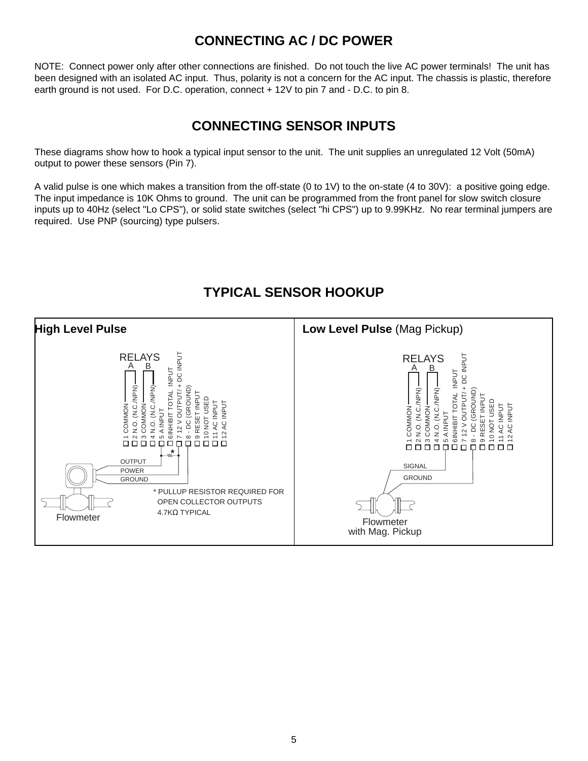# CONNECTING AC / DC POWER

NOTE: Connect power only after other connections are finished. Do not touch the live AC power terminals! The unit has been designed with an isolated AC input. Thus, polarity is not a concern for the AC input. The chassis is plastic, therefore earth ground is not used. For D.C. operation, connect + 12V to pin 7 and - D.C. to pin 8.

# CONNECTING SENSOR INPUTS

These diagrams show how to hook a typical input sensor to the unit. The unit supplies an unregulated 12 Volt (50mA) output to power these sensors (Pin 7).

A valid pulse is one which makes a transition from the off-state (0 to 1V) to the on-state (4 to 30V): a positive going edge. The input impedance is 10K Ohms to ground. The unit can be programmed from the front panel for slow switch closure inputs up to 40Hz (select "Lo CPS"), or solid state switches (select "hi CPS") up to 9.99KHz. No rear terminal jumpers are required. Use PNP (sourcing) type pulsers.

# TYPICAL SENSOR HOOKUP

**High Level Pulse**

RELAYS A B

1 COMMON
2 N.O. (N.C./NPN)
3 COMMON
4 N.O. (N.C./NPN)
5 A INPUT
6INHIBIT TOTAL INPUT
7 12 V OUTPUT/ + DC INPUT
8 - DC (GROUND)
9 RESET INPUT
10 NOT USED
11 AC INPUT
12 AC INPUT

OUTPUT
POWER
GROUND

Flowmeter

* PULLUP RESISTOR REQUIRED FOR OPEN COLLECTOR OUTPUTS 4.7KΩ TYPICAL

**Low Level Pulse** (Mag Pickup)

RELAYS A B

1 COMMON
2 N.O. (N.C./NPN)
3 COMMON
4 N.O. (N.C./NPN)
5 A INPUT
6INHIBIT TOTAL INPUT
7 12 V OUTPUT/ + DC INPUT
8 - DC (GROUND)
9 RESET INPUT
10 NOT USED
11 AC INPUT
12 AC INPUT

SIGNAL
GROUND

Flowmeter with Mag. Pickup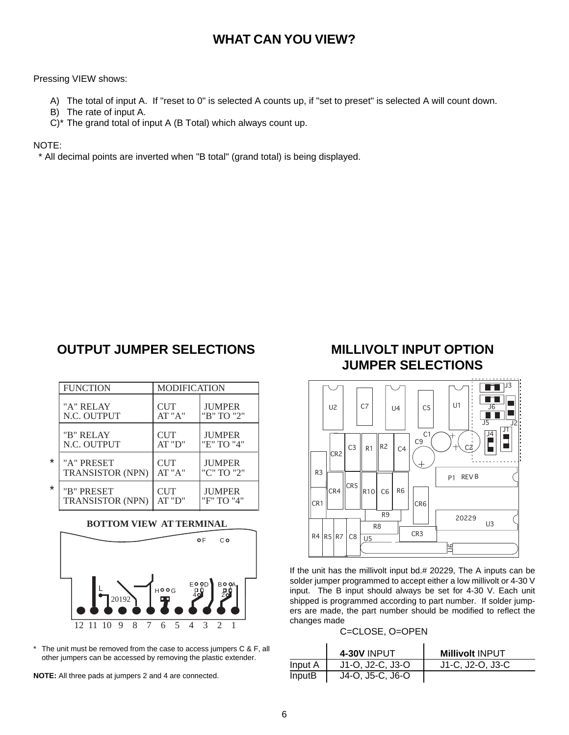# WHAT CAN YOU VIEW?

Pressing VIEW shows:

A) The total of input A. If "reset to 0" is selected A counts up, if "set to preset" is selected A will count down.
B) The rate of input A.
C)* The grand total of input A (B Total) which always count up.

NOTE:
* All decimal points are inverted when "B total" (grand total) is being displayed.

## OUTPUT JUMPER SELECTIONS

| | FUNCTION | MODIFICATION | |
|---|---|---|---|
| | "A" RELAY N.C. OUTPUT | CUT AT "A" | JUMPER "B" TO "2" |
| | "B" RELAY N.C. OUTPUT | CUT AT "D" | JUMPER "E" TO "4" |
| * | "A" PRESET TRANSISTOR (NPN) | CUT AT "A" | JUMPER "C" TO "2" |
| * | "B" PRESET TRANSISTOR (NPN) | CUT AT "D" | JUMPER "F" TO "4" |

BOTTOM VIEW AT TERMINAL

F C

L H G E D B A 4 2

20192

12 11 10 9 8 7 6 5 4 3 2 1

* The unit must be removed from the case to access jumpers C & F, all other jumpers can be accessed by removing the plastic extender.

**NOTE:** All three pads at jumpers 2 and 4 are connected.

## MILLIVOLT INPUT OPTION JUMPER SELECTIONS

J3 U2 C7 U4 C5 U1 J6 J5 J2 C1 J4 J1 C9 C2 CR2 C3 R1 R2 C4 R3 P1 REV B CR4 CR5 R10 C6 R6 CR1 CR6 R9 20229 U3 R8 R4 R5 R7 C8 U5 CR3 U6

If the unit has the millivolt input bd.# 20229, The A inputs can be solder jumper programmed to accept either a low millivolt or 4-30 V input. The B input should always be set for 4-30 V. Each unit shipped is programmed according to part number. If solder jumpers are made, the part number should be modified to reflect the changes made

C=CLOSE, O=OPEN

| | **4-30V** INPUT | **Millivolt** INPUT |
|---|---|---|
| Input A | J1-O, J2-C, J3-O | J1-C, J2-O, J3-C |
| InputB | J4-O, J5-C, J6-O | |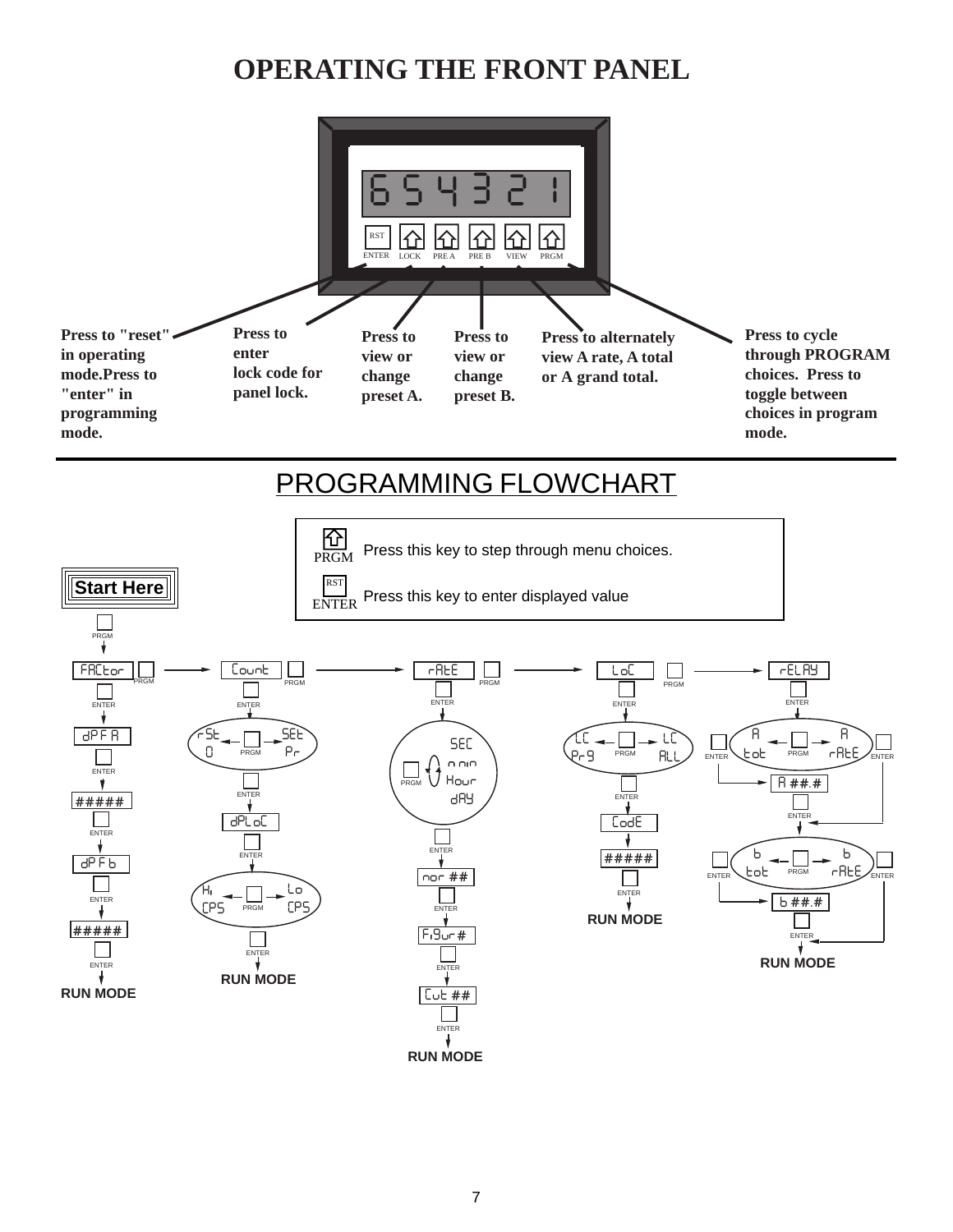# OPERATING THE FRONT PANEL

654321

RST ENTER | LOCK | PRE A | PRE B | VIEW | PRGM

**Press to "reset" in operating mode.Press to "enter" in programming mode.**

**Press to enter lock code for panel lock.**

**Press to view or change preset A.**

**Press to view or change preset B.**

**Press to alternately view A rate, A total or A grand total.**

**Press to cycle through PROGRAM choices. Press to toggle between choices in program mode.**

# PROGRAMMING FLOWCHART

PRGM — Press this key to step through menu choices.

RST ENTER — Press this key to enter displayed value

**Start Here**

PRGM

FACtor → PRGM → Count → PRGM → rAtE → PRGM → LoC → PRGM → rELAY

**FACtor:** ENTER → dP F A → ENTER → ##### → ENTER → dP F b → ENTER → ##### → ENTER → **RUN MODE**

**Count:** ENTER → rSt 0 ← PRGM → SEt Pr → ENTER → dPLoC → ENTER → Hi CPS ← PRGM → Lo CPS → ENTER → **RUN MODE**

**rAtE:** ENTER → PRGM (SEC / min / Hour / dAY) → ENTER → nor ## → ENTER → Figur# → ENTER → Cut ## → ENTER → **RUN MODE**

**LoC:** ENTER → LC Pr9 ← PRGM → LC ALL → ENTER → CodE → ##### → ENTER → **RUN MODE**

**rELAY:** ENTER → A tot ← PRGM → A rAtE (ENTER) → A ##.# → ENTER → b tot ← PRGM → b rAtE (ENTER) → b ##.# → ENTER → **RUN MODE**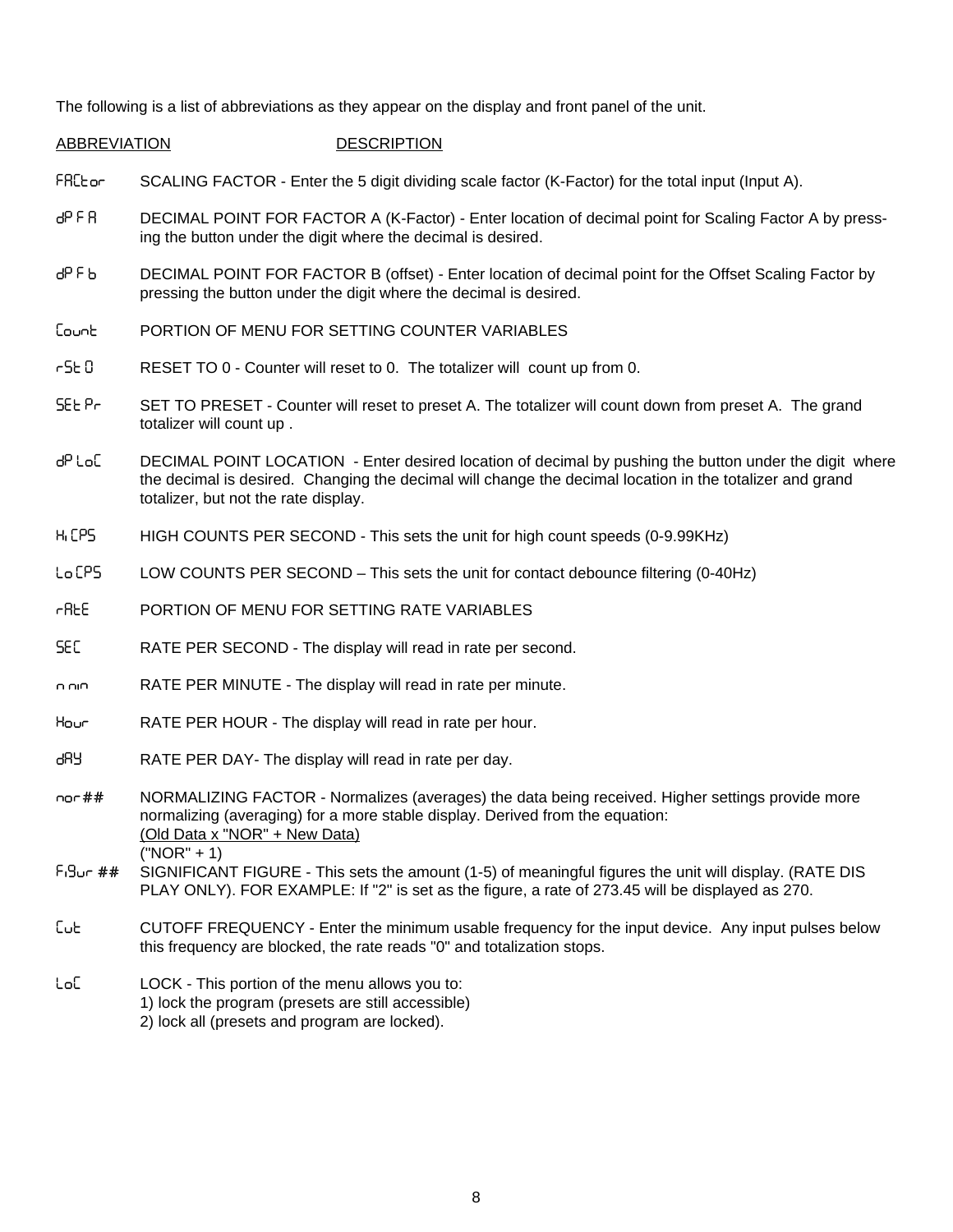The following is a list of abbreviations as they appear on the display and front panel of the unit.

| ABBREVIATION | DESCRIPTION |
|---|---|
| FACtor | SCALING FACTOR - Enter the 5 digit dividing scale factor (K-Factor) for the total input (Input A). |
| dP F A | DECIMAL POINT FOR FACTOR A (K-Factor) - Enter location of decimal point for Scaling Factor A by pressing the button under the digit where the decimal is desired. |
| dP F b | DECIMAL POINT FOR FACTOR B (offset) - Enter location of decimal point for the Offset Scaling Factor by pressing the button under the digit where the decimal is desired. |
| Count | PORTION OF MENU FOR SETTING COUNTER VARIABLES |
| rSt 0 | RESET TO 0 - Counter will reset to 0. The totalizer will count up from 0. |
| SEt Pr | SET TO PRESET - Counter will reset to preset A. The totalizer will count down from preset A. The grand totalizer will count up . |
| dP LoC | DECIMAL POINT LOCATION - Enter desired location of decimal by pushing the button under the digit where the decimal is desired. Changing the decimal will change the decimal location in the totalizer and grand totalizer, but not the rate display. |
| Hi CPS | HIGH COUNTS PER SECOND - This sets the unit for high count speeds (0-9.99KHz) |
| Lo CPS | LOW COUNTS PER SECOND – This sets the unit for contact debounce filtering (0-40Hz) |
| rAtE | PORTION OF MENU FOR SETTING RATE VARIABLES |
| SEC | RATE PER SECOND - The display will read in rate per second. |
| n nin | RATE PER MINUTE - The display will read in rate per minute. |
| Hour | RATE PER HOUR - The display will read in rate per hour. |
| dAY | RATE PER DAY- The display will read in rate per day. |
| nor ## | NORMALIZING FACTOR - Normalizes (averages) the data being received. Higher settings provide more normalizing (averaging) for a more stable display. Derived from the equation: (Old Data x "NOR" + New Data) / ("NOR" + 1) |
| Figur ## | SIGNIFICANT FIGURE - This sets the amount (1-5) of meaningful figures the unit will display. (RATE DISPLAY ONLY). FOR EXAMPLE: If "2" is set as the figure, a rate of 273.45 will be displayed as 270. |
| Cut | CUTOFF FREQUENCY - Enter the minimum usable frequency for the input device. Any input pulses below this frequency are blocked, the rate reads "0" and totalization stops. |
| LoC | LOCK - This portion of the menu allows you to: 1) lock the program (presets are still accessible) 2) lock all (presets and program are locked). |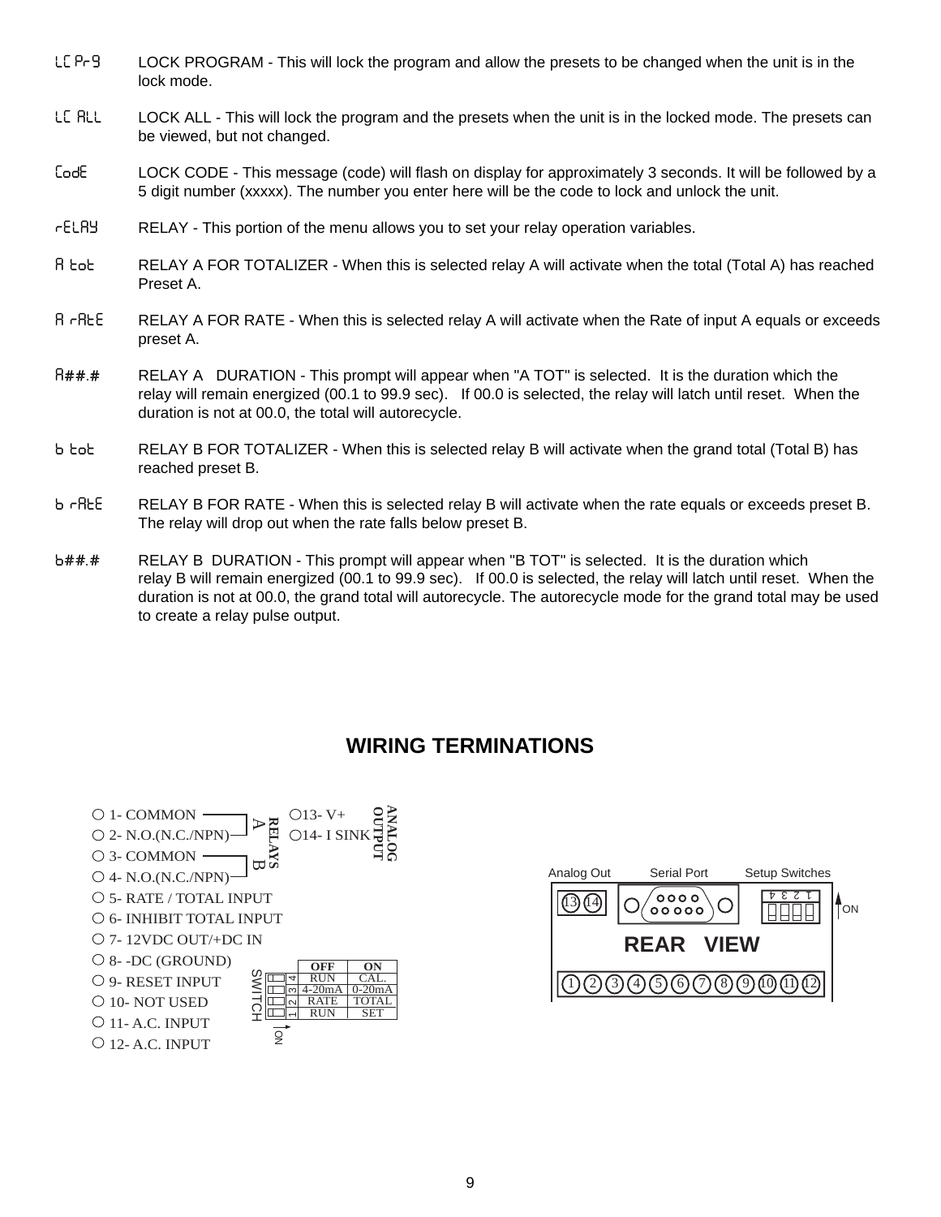**LC PrG** LOCK PROGRAM - This will lock the program and allow the presets to be changed when the unit is in the lock mode.

**LC ALL** LOCK ALL - This will lock the program and the presets when the unit is in the locked mode. The presets can be viewed, but not changed.

**CodE** LOCK CODE - This message (code) will flash on display for approximately 3 seconds. It will be followed by a 5 digit number (xxxxx). The number you enter here will be the code to lock and unlock the unit.

**rELAY** RELAY - This portion of the menu allows you to set your relay operation variables.

**A tot** RELAY A FOR TOTALIZER - When this is selected relay A will activate when the total (Total A) has reached Preset A.

**A rAtE** RELAY A FOR RATE - When this is selected relay A will activate when the Rate of input A equals or exceeds preset A.

**A##.#** RELAY A DURATION - This prompt will appear when "A TOT" is selected. It is the duration which the relay will remain energized (00.1 to 99.9 sec). If 00.0 is selected, the relay will latch until reset. When the duration is not at 00.0, the total will autorecycle.

**b tot** RELAY B FOR TOTALIZER - When this is selected relay B will activate when the grand total (Total B) has reached preset B.

**b rAtE** RELAY B FOR RATE - When this is selected relay B will activate when the rate equals or exceeds preset B. The relay will drop out when the rate falls below preset B.

**b##.#** RELAY B DURATION - This prompt will appear when "B TOT" is selected. It is the duration which relay B will remain energized (00.1 to 99.9 sec). If 00.0 is selected, the relay will latch until reset. When the duration is not at 00.0, the grand total will autorecycle. The autorecycle mode for the grand total may be used to create a relay pulse output.

## WIRING TERMINATIONS

- 1- COMMON (RELAYS A)
- 2- N.O.(N.C./NPN) (RELAYS A)
- 3- COMMON (RELAYS B)
- 4- N.O.(N.C./NPN) (RELAYS B)
- 5- RATE / TOTAL INPUT
- 6- INHIBIT TOTAL INPUT
- 7- 12VDC OUT/+DC IN
- 8- -DC (GROUND)
- 9- RESET INPUT
- 10- NOT USED
- 11- A.C. INPUT
- 12- A.C. INPUT
- 13- V+ (ANALOG OUTPUT)
- 14- I SINK (ANALOG OUTPUT)

SWITCH

| Switch | OFF | ON |
|---|---|---|
| 4 | RUN | CAL. |
| 3 | 4-20mA | 0-20mA |
| 2 | RATE | TOTAL |
| 1 | RUN | SET |

REAR VIEW

Analog Out (13, 14) — Serial Port — Setup Switches (1 2 3 4, ON)

Terminals: 1 2 3 4 5 6 7 8 9 10 11 12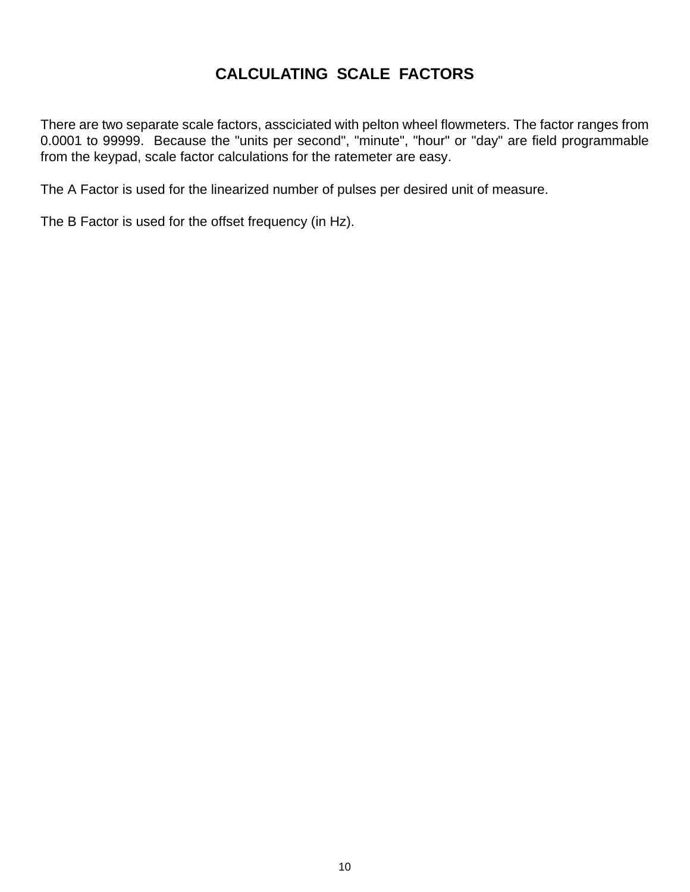# CALCULATING SCALE FACTORS

There are two separate scale factors, assciciated with pelton wheel flowmeters. The factor ranges from 0.0001 to 99999. Because the "units per second", "minute", "hour" or "day" are field programmable from the keypad, scale factor calculations for the ratemeter are easy.

The A Factor is used for the linearized number of pulses per desired unit of measure.

The B Factor is used for the offset frequency (in Hz).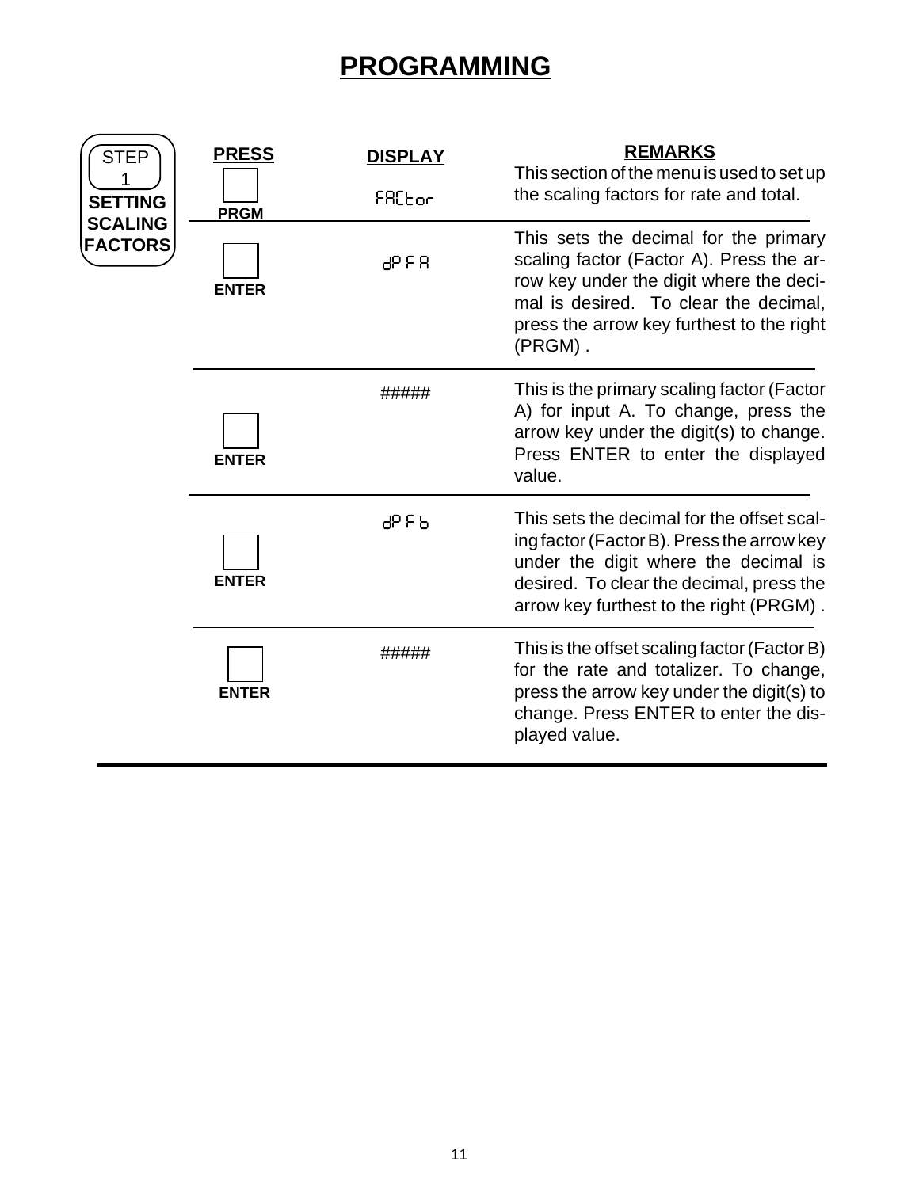# PROGRAMMING

**STEP 1**
**SETTING SCALING FACTORS**

| PRESS | DISPLAY | REMARKS |
| --- | --- | --- |
| PRGM | FACtor | This section of the menu is used to set up the scaling factors for rate and total. |
| ENTER | dP F A | This sets the decimal for the primary scaling factor (Factor A). Press the arrow key under the digit where the decimal is desired. To clear the decimal, press the arrow key furthest to the right (PRGM) . |
| ENTER | ##### | This is the primary scaling factor (Factor A) for input A. To change, press the arrow key under the digit(s) to change. Press ENTER to enter the displayed value. |
| ENTER | dP F b | This sets the decimal for the offset scaling factor (Factor B). Press the arrow key under the digit where the decimal is desired. To clear the decimal, press the arrow key furthest to the right (PRGM) . |
| ENTER | ##### | This is the offset scaling factor (Factor B) for the rate and totalizer. To change, press the arrow key under the digit(s) to change. Press ENTER to enter the displayed value. |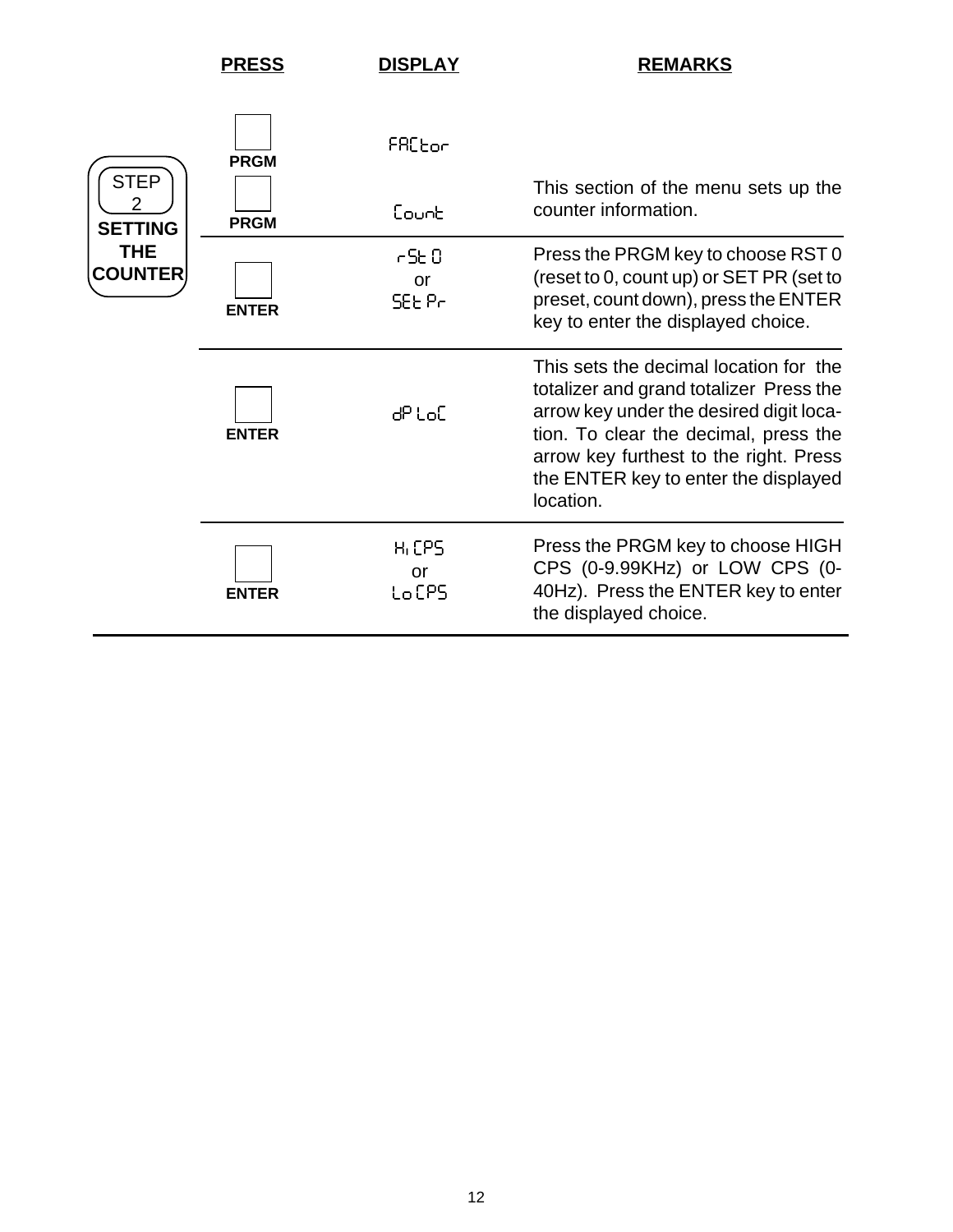**STEP 2**
**SETTING THE COUNTER**

| PRESS | DISPLAY | REMARKS |
| --- | --- | --- |
| PRGM | FACtor | |
| PRGM | Count | This section of the menu sets up the counter information. |
| ENTER | rSt 0 or SEt Pr | Press the PRGM key to choose RST 0 (reset to 0, count up) or SET PR (set to preset, count down), press the ENTER key to enter the displayed choice. |
| ENTER | dP LoC | This sets the decimal location for the totalizer and grand totalizer Press the arrow key under the desired digit location. To clear the decimal, press the arrow key furthest to the right. Press the ENTER key to enter the displayed location. |
| ENTER | Hi CPS or Lo CPS | Press the PRGM key to choose HIGH CPS (0-9.99KHz) or LOW CPS (0-40Hz). Press the ENTER key to enter the displayed choice. |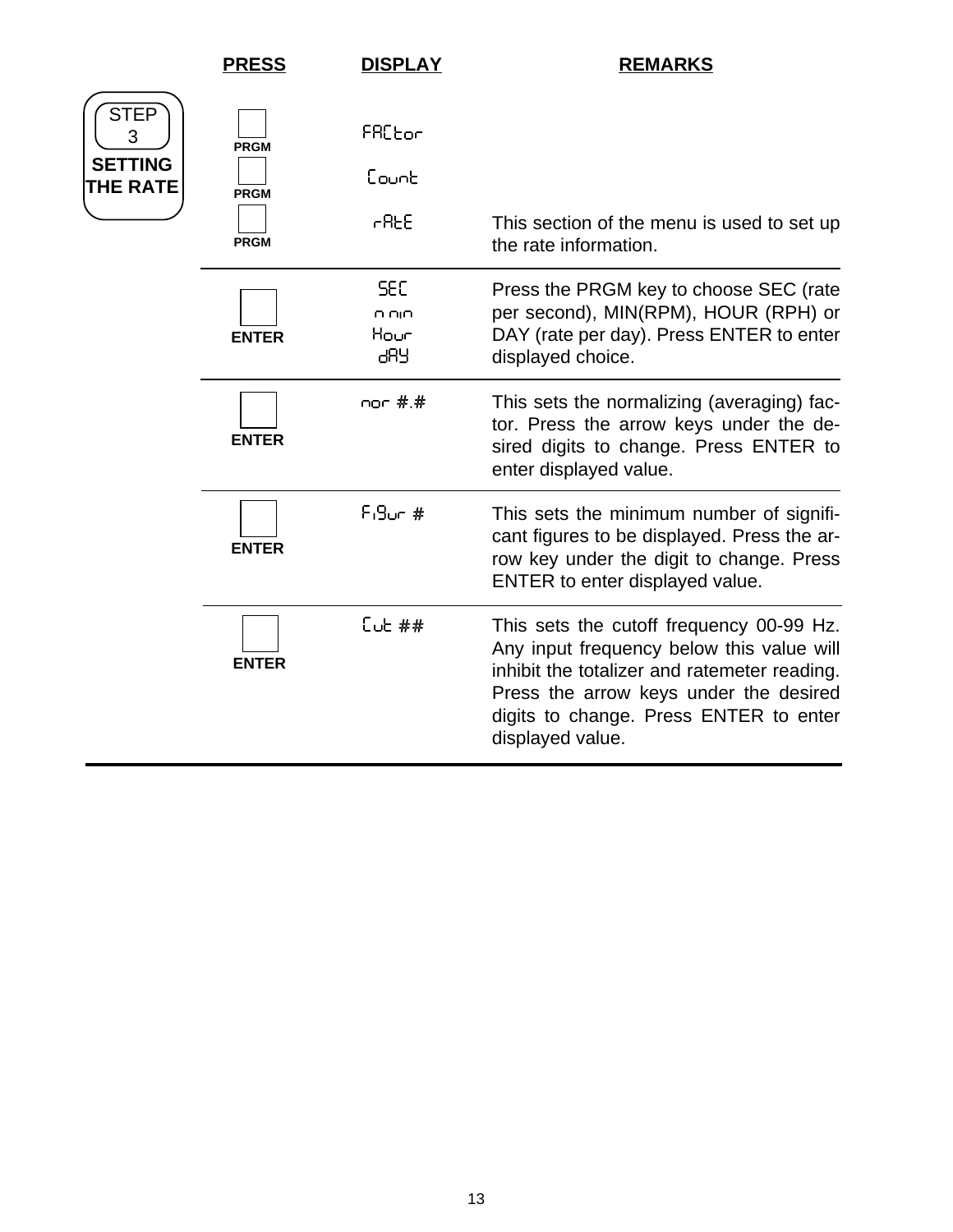**STEP 3 — SETTING THE RATE**

| PRESS | DISPLAY | REMARKS |
|---|---|---|
| PRGM | FACtor | |
| PRGM | Count | |
| PRGM | rAtE | This section of the menu is used to set up the rate information. |
| ENTER | SEC<br>min<br>Hour<br>dAY | Press the PRGM key to choose SEC (rate per second), MIN(RPM), HOUR (RPH) or DAY (rate per day). Press ENTER to enter displayed choice. |
| ENTER | nor #.# | This sets the normalizing (averaging) factor. Press the arrow keys under the desired digits to change. Press ENTER to enter displayed value. |
| ENTER | FiGur # | This sets the minimum number of significant figures to be displayed. Press the arrow key under the digit to change. Press ENTER to enter displayed value. |
| ENTER | Cut ## | This sets the cutoff frequency 00-99 Hz. Any input frequency below this value will inhibit the totalizer and ratemeter reading. Press the arrow keys under the desired digits to change. Press ENTER to enter displayed value. |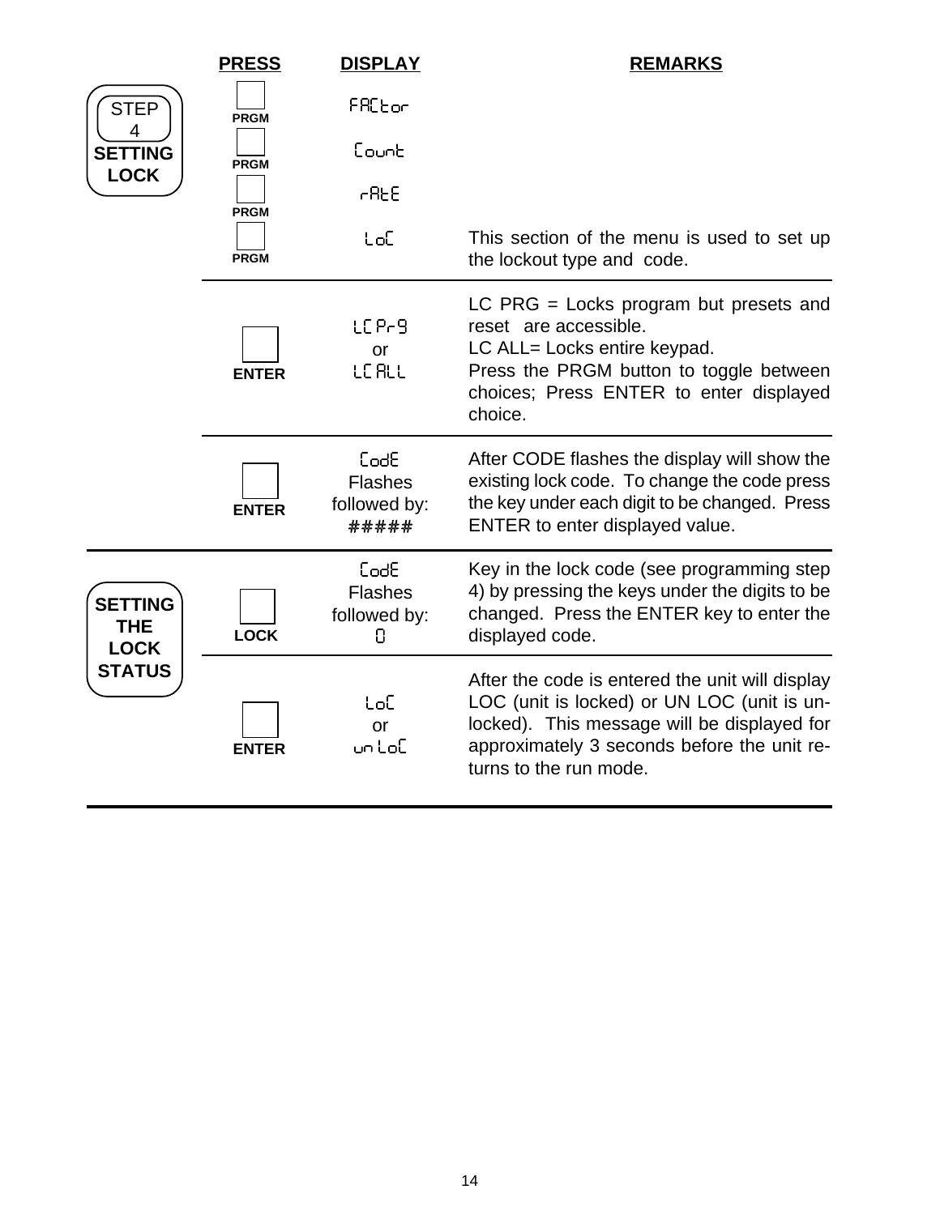| | PRESS | DISPLAY | REMARKS |
|---|---|---|---|
| STEP 4 **SETTING LOCK** | PRGM | FACtor | |
| | PRGM | Count | |
| | PRGM | rAtE | |
| | PRGM | LoC | This section of the menu is used to set up the lockout type and code. |
| | ENTER | LC Pr9 or LC ALL | LC PRG = Locks program but presets and reset are accessible. LC ALL= Locks entire keypad. Press the PRGM button to toggle between choices; Press ENTER to enter displayed choice. |
| | ENTER | CodE Flashes followed by: ##### | After CODE flashes the display will show the existing lock code. To change the code press the key under each digit to be changed. Press ENTER to enter displayed value. |
| **SETTING THE LOCK STATUS** | LOCK | CodE Flashes followed by: 0 | Key in the lock code (see programming step 4) by pressing the keys under the digits to be changed. Press the ENTER key to enter the displayed code. |
| | ENTER | LoC or un LoC | After the code is entered the unit will display LOC (unit is locked) or UN LOC (unit is un-locked). This message will be displayed for approximately 3 seconds before the unit re-turns to the run mode. |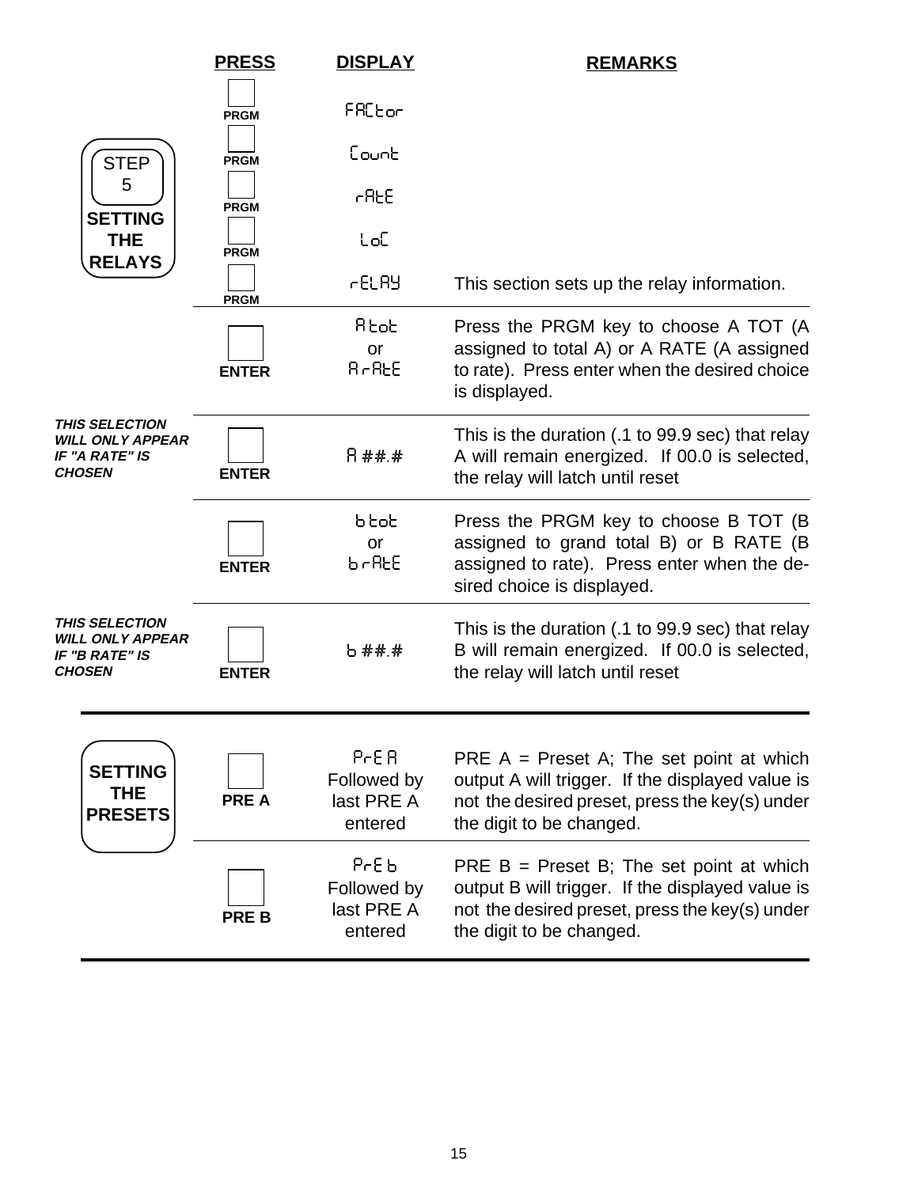| | PRESS | DISPLAY | REMARKS |
|---|---|---|---|
| **STEP 5 SETTING THE RELAYS** | PRGM | FACtor | |
| | PRGM | Count | |
| | PRGM | rAtE | |
| | PRGM | LoC | |
| | PRGM | rELAY | This section sets up the relay information. |
| | ENTER | A tot or A rAtE | Press the PRGM key to choose A TOT (A assigned to total A) or A RATE (A assigned to rate). Press enter when the desired choice is displayed. |
| ***THIS SELECTION WILL ONLY APPEAR IF "A RATE" IS CHOSEN*** | ENTER | A ##.# | This is the duration (.1 to 99.9 sec) that relay A will remain energized. If 00.0 is selected, the relay will latch until reset |
| | ENTER | b tot or b rAtE | Press the PRGM key to choose B TOT (B assigned to grand total B) or B RATE (B assigned to rate). Press enter when the desired choice is displayed. |
| ***THIS SELECTION WILL ONLY APPEAR IF "B RATE" IS CHOSEN*** | ENTER | b ##.# | This is the duration (.1 to 99.9 sec) that relay B will remain energized. If 00.0 is selected, the relay will latch until reset |

| | PRESS | DISPLAY | REMARKS |
|---|---|---|---|
| **SETTING THE PRESETS** | PRE A | PrE A Followed by last PRE A entered | PRE A = Preset A; The set point at which output A will trigger. If the displayed value is not the desired preset, press the key(s) under the digit to be changed. |
| | PRE B | PrE b Followed by last PRE A entered | PRE B = Preset B; The set point at which output B will trigger. If the displayed value is not the desired preset, press the key(s) under the digit to be changed. |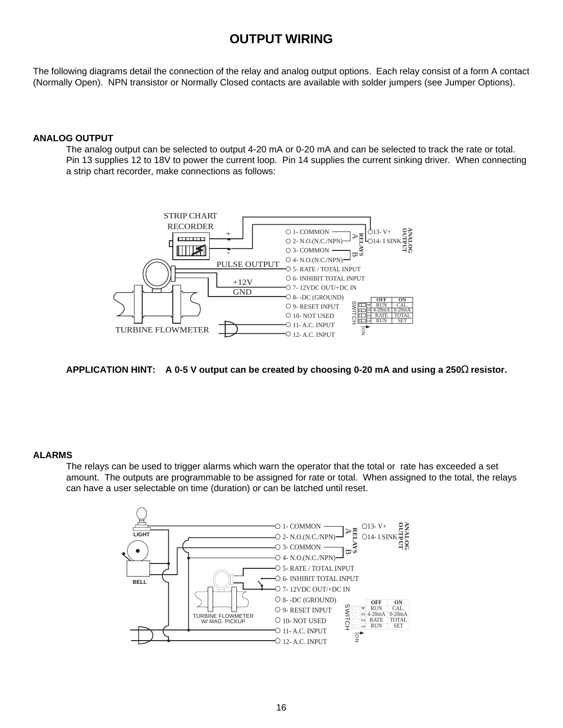# OUTPUT WIRING

The following diagrams detail the connection of the relay and analog output options. Each relay consist of a form A contact (Normally Open). NPN transistor or Normally Closed contacts are available with solder jumpers (see Jumper Options).

## ANALOG OUTPUT

The analog output can be selected to output 4-20 mA or 0-20 mA and can be selected to track the rate or total. Pin 13 supplies 12 to 18V to power the current loop. Pin 14 supplies the current sinking driver. When connecting a strip chart recorder, make connections as follows:

STRIP CHART RECORDER

PULSE OUTPUT

+12V

GND

TURBINE FLOWMETER

- 1- COMMON
- 2- N.O.(N.C./NPN)
- 3- COMMON
- 4- N.O.(N.C./NPN)
- 5- RATE / TOTAL INPUT
- 6- INHIBIT TOTAL INPUT
- 7- 12VDC OUT/+DC IN
- 8- -DC (GROUND)
- 9- RESET INPUT
- 10- NOT USED
- 11- A.C. INPUT
- 12- A.C. INPUT
- 13- V+
- 14- I SINK

RELAYS A B

ANALOG OUTPUT

SWITCH

| | OFF | ON |
|---|---|---|
| 4 | RUN | CAL. |
| 3 | 4-20mA | 0-20mA |
| 2 | RATE | TOTAL |
| 1 | RUN | SET |

**APPLICATION HINT: A 0-5 V output can be created by choosing 0-20 mA and using a 250Ω resistor.**

## ALARMS

The relays can be used to trigger alarms which warn the operator that the total or rate has exceeded a set amount. The outputs are programmable to be assigned for rate or total. When assigned to the total, the relays can have a user selectable on time (duration) or can be latched until reset.

LIGHT

BELL

TURBINE FLOWMETER W/ MAG. PICKUP

- 1- COMMON
- 2- N.O.(N.C./NPN)
- 3- COMMON
- 4- N.O.(N.C./NPN)
- 5- RATE / TOTAL INPUT
- 6- INHIBIT TOTAL INPUT
- 7- 12VDC OUT/+DC IN
- 8- -DC (GROUND)
- 9- RESET INPUT
- 10- NOT USED
- 11- A.C. INPUT
- 12- A.C. INPUT
- 13- V+
- 14- I SINK

RELAYS A B

ANALOG OUTPUT

SWITCH

| | OFF | ON |
|---|---|---|
| 4 | RUN | CAL. |
| 3 | 4-20mA | 0-20mA |
| 2 | RATE | TOTAL |
| 1 | RUN | SET |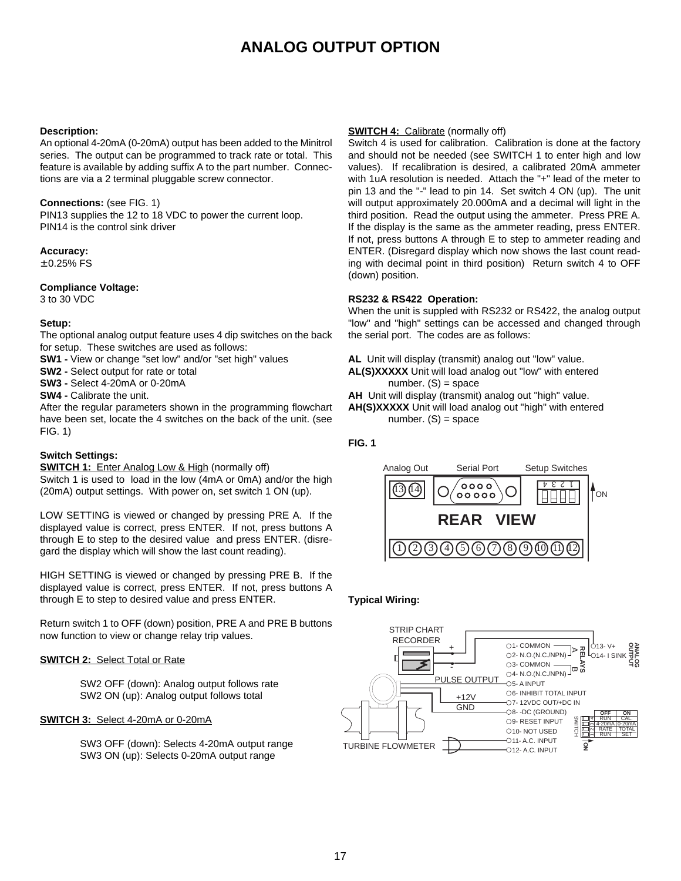# ANALOG OUTPUT OPTION

**Description:**
An optional 4-20mA (0-20mA) output has been added to the Minitrol series. The output can be programmed to track rate or total. This feature is available by adding suffix A to the part number. Connections are via a 2 terminal pluggable screw connector.

**Connections:** (see FIG. 1)
PIN13 supplies the 12 to 18 VDC to power the current loop.
PIN14 is the control sink driver

**Accuracy:**
±0.25% FS

**Compliance Voltage:**
3 to 30 VDC

**Setup:**
The optional analog output feature uses 4 dip switches on the back for setup. These switches are used as follows:
**SW1 -** View or change "set low" and/or "set high" values
**SW2 -** Select output for rate or total
**SW3 -** Select 4-20mA or 0-20mA
**SW4 -** Calibrate the unit.
After the regular parameters shown in the programming flowchart have been set, locate the 4 switches on the back of the unit. (see FIG. 1)

**Switch Settings:**
**SWITCH 1:** Enter Analog Low & High (normally off)
Switch 1 is used to load in the low (4mA or 0mA) and/or the high (20mA) output settings. With power on, set switch 1 ON (up).

LOW SETTING is viewed or changed by pressing PRE A. If the displayed value is correct, press ENTER. If not, press buttons A through E to step to the desired value and press ENTER. (disregard the display which will show the last count reading).

HIGH SETTING is viewed or changed by pressing PRE B. If the displayed value is correct, press ENTER. If not, press buttons A through E to step to desired value and press ENTER.

Return switch 1 to OFF (down) position, PRE A and PRE B buttons now function to view or change relay trip values.

**SWITCH 2:** Select Total or Rate

SW2 OFF (down): Analog output follows rate
SW2 ON (up): Analog output follows total

**SWITCH 3:** Select 4-20mA or 0-20mA

SW3 OFF (down): Selects 4-20mA output range
SW3 ON (up): Selects 0-20mA output range

**SWITCH 4:** Calibrate (normally off)
Switch 4 is used for calibration. Calibration is done at the factory and should not be needed (see SWITCH 1 to enter high and low values). If recalibration is desired, a calibrated 20mA ammeter with 1uA resolution is needed. Attach the "+" lead of the meter to pin 13 and the "-" lead to pin 14. Set switch 4 ON (up). The unit will output approximately 20.000mA and a decimal will light in the third position. Read the output using the ammeter. Press PRE A. If the display is the same as the ammeter reading, press ENTER. If not, press buttons A through E to step to ammeter reading and ENTER. (Disregard display which now shows the last count reading with decimal point in third position) Return switch 4 to OFF (down) position.

**RS232 & RS422 Operation:**
When the unit is suppled with RS232 or RS422, the analog output "low" and "high" settings can be accessed and changed through the serial port. The codes are as follows:

**AL** Unit will display (transmit) analog out "low" value.
**AL(S)XXXXX** Unit will load analog out "low" with entered number. (S) = space
**AH** Unit will display (transmit) analog out "high" value.
**AH(S)XXXXX** Unit will load analog out "high" with entered number. (S) = space

**FIG. 1**

Analog Out | Serial Port | Setup Switches | ON
13 14 | REAR VIEW | 1 2 3 4
1 2 3 4 5 6 7 8 9 10 11 12

**Typical Wiring:**

STRIP CHART RECORDER (+, -) | PULSE OUTPUT | +12V | GND | TURBINE FLOWMETER

1- COMMON
2- N.O.(N.C./NPN)
3- COMMON
4- N.O.(N.C./NPN)
5- A INPUT
6- INHIBIT TOTAL INPUT
7- 12VDC OUT/+DC IN
8- -DC (GROUND)
9- RESET INPUT
10- NOT USED
11- A.C. INPUT
12- A.C. INPUT

RELAYS A, B

13- V+
14- I SINK
ANALOG OUTPUT

| SWITCH | OFF | ON |
|---|---|---|
| 4 | RUN | CAL. |
| 3 | 4-20mA | 0-20mA |
| 2 | RATE | TOTAL |
| 1 | RUN | SET |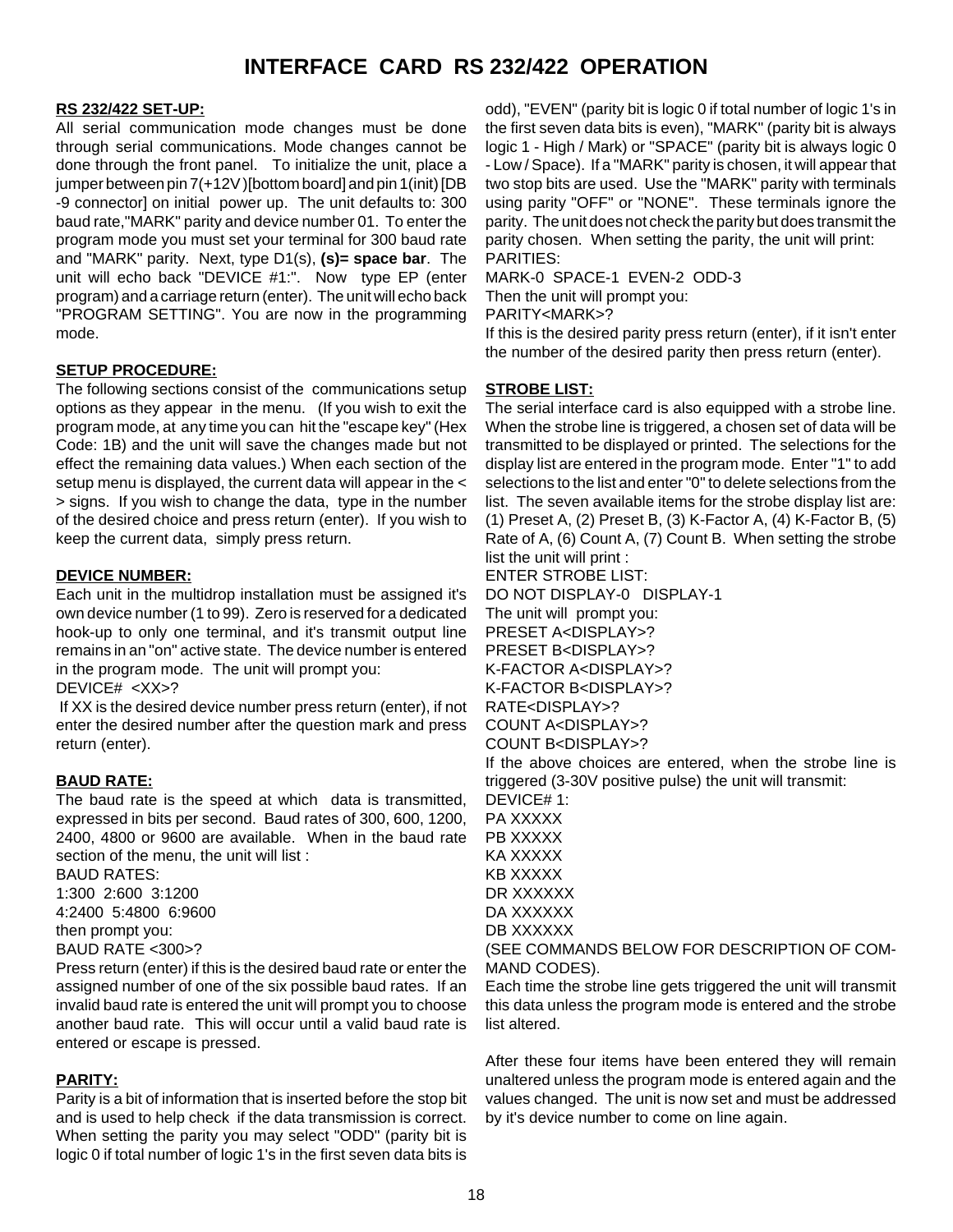# INTERFACE CARD RS 232/422 OPERATION

**RS 232/422 SET-UP:**

All serial communication mode changes must be done through serial communications. Mode changes cannot be done through the front panel. To initialize the unit, place a jumper between pin 7(+12V)[bottom board] and pin 1(init) [DB -9 connector] on initial power up. The unit defaults to: 300 baud rate,"MARK" parity and device number 01. To enter the program mode you must set your terminal for 300 baud rate and "MARK" parity. Next, type D1(s), **(s)= space bar**. The unit will echo back "DEVICE #1:". Now type EP (enter program) and a carriage return (enter). The unit will echo back "PROGRAM SETTING". You are now in the programming mode.

**SETUP PROCEDURE:**

The following sections consist of the communications setup options as they appear in the menu. (If you wish to exit the program mode, at any time you can hit the "escape key" (Hex Code: 1B) and the unit will save the changes made but not effect the remaining data values.) When each section of the setup menu is displayed, the current data will appear in the < > signs. If you wish to change the data, type in the number of the desired choice and press return (enter). If you wish to keep the current data, simply press return.

**DEVICE NUMBER:**

Each unit in the multidrop installation must be assigned it's own device number (1 to 99). Zero is reserved for a dedicated hook-up to only one terminal, and it's transmit output line remains in an "on" active state. The device number is entered in the program mode. The unit will prompt you:

DEVICE# <XX>?

If XX is the desired device number press return (enter), if not enter the desired number after the question mark and press return (enter).

**BAUD RATE:**

The baud rate is the speed at which data is transmitted, expressed in bits per second. Baud rates of 300, 600, 1200, 2400, 4800 or 9600 are available. When in the baud rate section of the menu, the unit will list :

BAUD RATES:
1:300 2:600 3:1200
4:2400 5:4800 6:9600
then prompt you:
BAUD RATE <300>?

Press return (enter) if this is the desired baud rate or enter the assigned number of one of the six possible baud rates. If an invalid baud rate is entered the unit will prompt you to choose another baud rate. This will occur until a valid baud rate is entered or escape is pressed.

**PARITY:**

Parity is a bit of information that is inserted before the stop bit and is used to help check if the data transmission is correct. When setting the parity you may select "ODD" (parity bit is logic 0 if total number of logic 1's in the first seven data bits is odd), "EVEN" (parity bit is logic 0 if total number of logic 1's in the first seven data bits is even), "MARK" (parity bit is always logic 1 - High / Mark) or "SPACE" (parity bit is always logic 0 - Low / Space). If a "MARK" parity is chosen, it will appear that two stop bits are used. Use the "MARK" parity with terminals using parity "OFF" or "NONE". These terminals ignore the parity. The unit does not check the parity but does transmit the parity chosen. When setting the parity, the unit will print:

PARITIES:
MARK-0 SPACE-1 EVEN-2 ODD-3
Then the unit will prompt you:
PARITY<MARK>?

If this is the desired parity press return (enter), if it isn't enter the number of the desired parity then press return (enter).

**STROBE LIST:**

The serial interface card is also equipped with a strobe line. When the strobe line is triggered, a chosen set of data will be transmitted to be displayed or printed. The selections for the display list are entered in the program mode. Enter "1" to add selections to the list and enter "0" to delete selections from the list. The seven available items for the strobe display list are: (1) Preset A, (2) Preset B, (3) K-Factor A, (4) K-Factor B, (5) Rate of A, (6) Count A, (7) Count B. When setting the strobe list the unit will print :

ENTER STROBE LIST:
DO NOT DISPLAY-0 DISPLAY-1
The unit will prompt you:
PRESET A<DISPLAY>?
PRESET B<DISPLAY>?
K-FACTOR A<DISPLAY>?
K-FACTOR B<DISPLAY>?
RATE<DISPLAY>?
COUNT A<DISPLAY>?
COUNT B<DISPLAY>?

If the above choices are entered, when the strobe line is triggered (3-30V positive pulse) the unit will transmit:

DEVICE# 1:
PA XXXXX
PB XXXXX
KA XXXXX
KB XXXXX
DR XXXXXX
DA XXXXXX
DB XXXXXX

(SEE COMMANDS BELOW FOR DESCRIPTION OF COMMAND CODES).

Each time the strobe line gets triggered the unit will transmit this data unless the program mode is entered and the strobe list altered.

After these four items have been entered they will remain unaltered unless the program mode is entered again and the values changed. The unit is now set and must be addressed by it's device number to come on line again.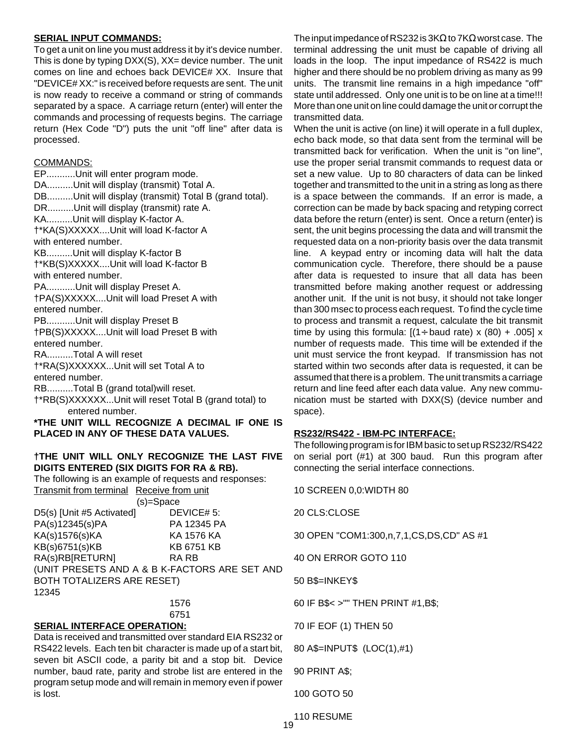## SERIAL INPUT COMMANDS:

To get a unit on line you must address it by it's device number. This is done by typing DXX(S), XX= device number. The unit comes on line and echoes back DEVICE# XX. Insure that "DEVICE# XX:" is received before requests are sent. The unit is now ready to receive a command or string of commands separated by a space. A carriage return (enter) will enter the commands and processing of requests begins. The carriage return (Hex Code "D") puts the unit "off line" after data is processed.

COMMANDS:

EP...........Unit will enter program mode.
DA..........Unit will display (transmit) Total A.
DB..........Unit will display (transmit) Total B (grand total).
DR..........Unit will display (transmit) rate A.
KA..........Unit will display K-factor A.
†*KA(S)XXXXX....Unit will load K-factor A with entered number.
KB..........Unit will display K-factor B
†*KB(S)XXXXX....Unit will load K-factor B with entered number.
PA...........Unit will display Preset A.
†PA(S)XXXXX....Unit will load Preset A with entered number.
PB...........Unit will display Preset B
†PB(S)XXXXX....Unit will load Preset B with entered number.
RA..........Total A will reset
†*RA(S)XXXXXX...Unit will set Total A to entered number.
RB..........Total B (grand total)will reset.
†*RB(S)XXXXXX...Unit will reset Total B (grand total) to entered number.

**\*THE UNIT WILL RECOGNIZE A DECIMAL IF ONE IS PLACED IN ANY OF THESE DATA VALUES.**

**†THE UNIT WILL ONLY RECOGNIZE THE LAST FIVE DIGITS ENTERED (SIX DIGITS FOR RA & RB).**

The following is an example of requests and responses:

| Transmit from terminal | Receive from unit |
|---|---|
| | (s)=Space |
| D5(s) [Unit #5 Activated] | DEVICE# 5: |
| PA(s)12345(s)PA | PA 12345 PA |
| KA(s)1576(s)KA | KA 1576 KA |
| KB(s)6751(s)KB | KB 6751 KB |
| RA(s)RB[RETURN] | RA RB |

(UNIT PRESETS AND A & B K-FACTORS ARE SET AND BOTH TOTALIZERS ARE RESET)

12345
1576
6751

## SERIAL INTERFACE OPERATION:

Data is received and transmitted over standard EIA RS232 or RS422 levels. Each ten bit character is made up of a start bit, seven bit ASCII code, a parity bit and a stop bit. Device number, baud rate, parity and strobe list are entered in the program setup mode and will remain in memory even if power is lost.

The input impedance of RS232 is 3KΩ to 7KΩ worst case. The terminal addressing the unit must be capable of driving all loads in the loop. The input impedance of RS422 is much higher and there should be no problem driving as many as 99 units. The transmit line remains in a high impedance "off" state until addressed. Only one unit is to be on line at a time!!! More than one unit on line could damage the unit or corrupt the transmitted data.

When the unit is active (on line) it will operate in a full duplex, echo back mode, so that data sent from the terminal will be transmitted back for verification. When the unit is "on line", use the proper serial transmit commands to request data or set a new value. Up to 80 characters of data can be linked together and transmitted to the unit in a string as long as there is a space between the commands. If an error is made, a correction can be made by back spacing and retyping correct data before the return (enter) is sent. Once a return (enter) is sent, the unit begins processing the data and will transmit the requested data on a non-priority basis over the data transmit line. A keypad entry or incoming data will halt the data communication cycle. Therefore, there should be a pause after data is requested to insure that all data has been transmitted before making another request or addressing another unit. If the unit is not busy, it should not take longer than 300 msec to process each request. To find the cycle time to process and transmit a request, calculate the bit transmit time by using this formula: $[(1 \div \text{baud rate}) \times (80) + .005] \times$ number of requests made. This time will be extended if the unit must service the front keypad. If transmission has not started within two seconds after data is requested, it can be assumed that there is a problem. The unit transmits a carriage return and line feed after each data value. Any new communication must be started with DXX(S) (device number and space).

## RS232/RS422 - IBM-PC INTERFACE:

The following program is for IBM basic to set up RS232/RS422 on serial port (#1) at 300 baud. Run this program after connecting the serial interface connections.

```
10 SCREEN 0,0:WIDTH 80

20 CLS:CLOSE

30 OPEN "COM1:300,n,7,1,CS,DS,CD" AS #1

40 ON ERROR GOTO 110

50 B$=INKEY$

60 IF B$< >"" THEN PRINT #1,B$;

70 IF EOF (1) THEN 50

80 A$=INPUT$  (LOC(1),#1)

90 PRINT A$;

100 GOTO 50

110 RESUME
```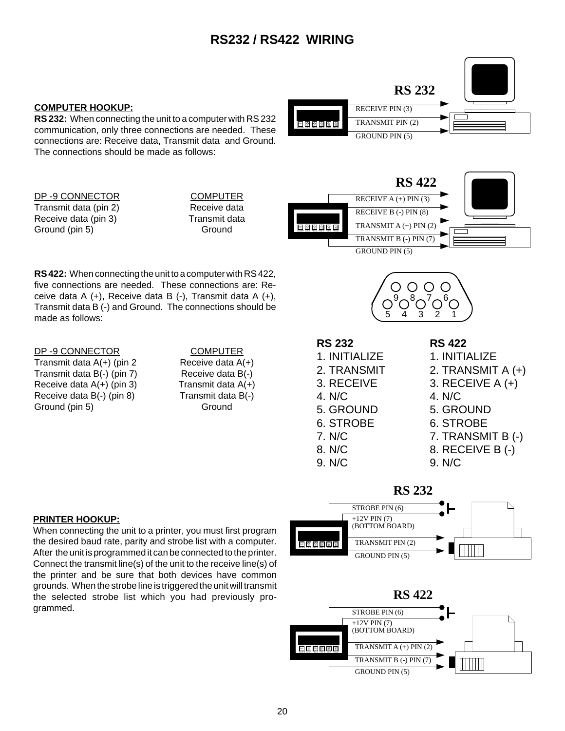# RS232 / RS422 WIRING

**COMPUTER HOOKUP:**

**RS 232:** When connecting the unit to a computer with RS 232 communication, only three connections are needed. These connections are: Receive data, Transmit data and Ground. The connections should be made as follows:

| DP -9 CONNECTOR | COMPUTER |
|---|---|
| Transmit data (pin 2) | Receive data |
| Receive data (pin 3) | Transmit data |
| Ground (pin 5) | Ground |

**RS 422:** When connecting the unit to a computer with RS 422, five connections are needed. These connections are: Receive data A (+), Receive data B (-), Transmit data A (+), Transmit data B (-) and Ground. The connections should be made as follows:

| DP -9 CONNECTOR | COMPUTER |
|---|---|
| Transmit data A(+) (pin 2 | Receive data A(+) |
| Transmit data B(-) (pin 7) | Receive data B(-) |
| Receive data A(+) (pin 3) | Transmit data A(+) |
| Receive data B(-) (pin 8) | Transmit data B(-) |
| Ground (pin 5) | Ground |

**RS 232**

RECEIVE PIN (3)
TRANSMIT PIN (2)
GROUND PIN (5)

**RS 422**

RECEIVE A (+) PIN (3)
RECEIVE B (-) PIN (8)
TRANSMIT A (+) PIN (2)
TRANSMIT B (-) PIN (7)
GROUND PIN (5)

| RS 232 | RS 422 |
|---|---|
| 1. INITIALIZE | 1. INITIALIZE |
| 2. TRANSMIT | 2. TRANSMIT A (+) |
| 3. RECEIVE | 3. RECEIVE A (+) |
| 4. N/C | 4. N/C |
| 5. GROUND | 5. GROUND |
| 6. STROBE | 6. STROBE |
| 7. N/C | 7. TRANSMIT B (-) |
| 8. N/C | 8. RECEIVE B (-) |
| 9. N/C | 9. N/C |

**PRINTER HOOKUP:**

When connecting the unit to a printer, you must first program the desired baud rate, parity and strobe list with a computer. After the unit is programmed it can be connected to the printer. Connect the transmit line(s) of the unit to the receive line(s) of the printer and be sure that both devices have common grounds. When the strobe line is triggered the unit will transmit the selected strobe list which you had previously programmed.

**RS 232**

STROBE PIN (6)
+12V PIN (7) (BOTTOM BOARD)
TRANSMIT PIN (2)
GROUND PIN (5)

**RS 422**

STROBE PIN (6)
+12V PIN (7) (BOTTOM BOARD)
TRANSMIT A (+) PIN (2)
TRANSMIT B (-) PIN (7)
GROUND PIN (5)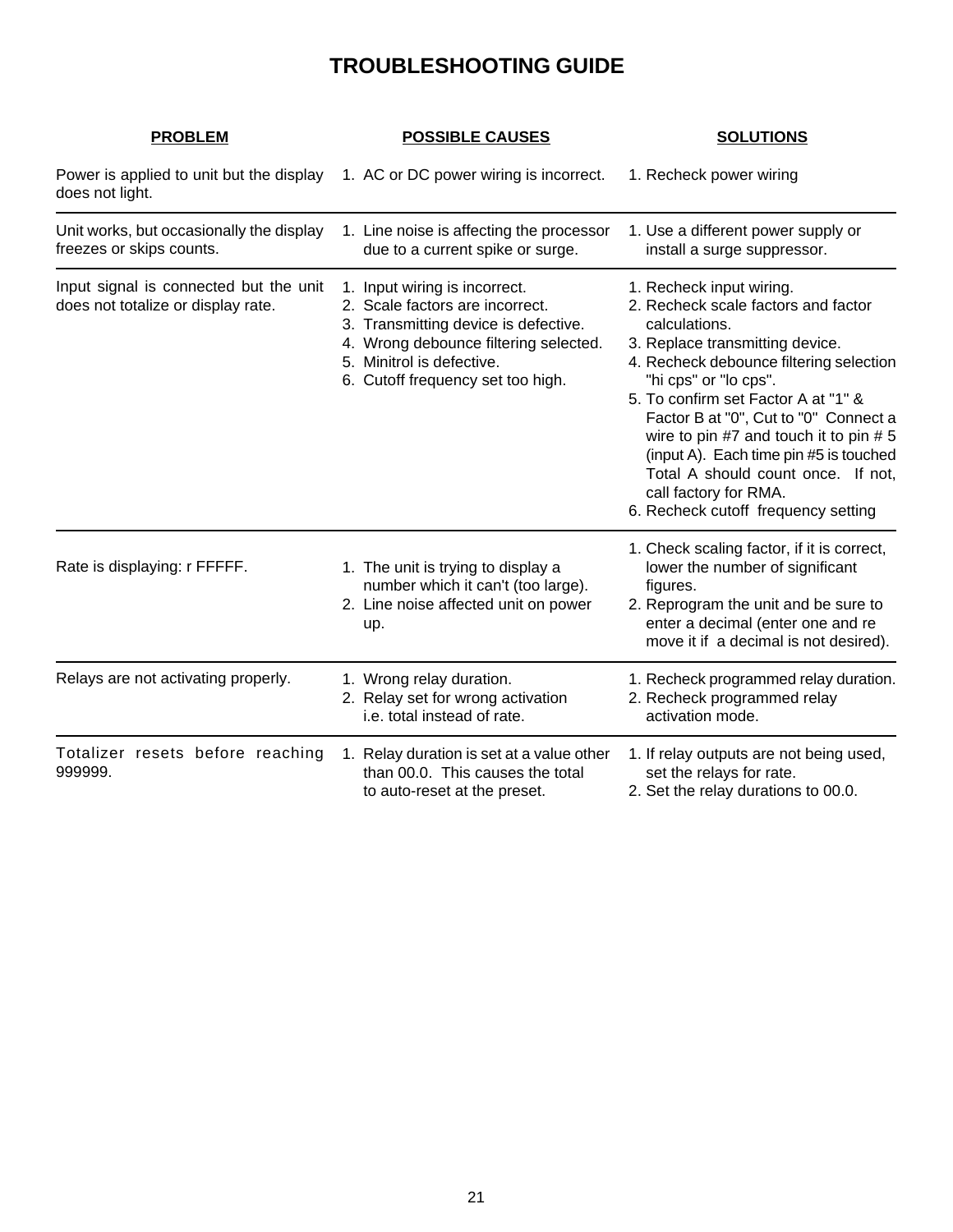# TROUBLESHOOTING GUIDE

| PROBLEM | POSSIBLE CAUSES | SOLUTIONS |
|---|---|---|
| Power is applied to unit but the display does not light. | 1. AC or DC power wiring is incorrect. | 1. Recheck power wiring |
| Unit works, but occasionally the display freezes or skips counts. | 1. Line noise is affecting the processor due to a current spike or surge. | 1. Use a different power supply or install a surge suppressor. |
| Input signal is connected but the unit does not totalize or display rate. | 1. Input wiring is incorrect.<br>2. Scale factors are incorrect.<br>3. Transmitting device is defective.<br>4. Wrong debounce filtering selected.<br>5. Minitrol is defective.<br>6. Cutoff frequency set too high. | 1. Recheck input wiring.<br>2. Recheck scale factors and factor calculations.<br>3. Replace transmitting device.<br>4. Recheck debounce filtering selection "hi cps" or "lo cps".<br>5. To confirm set Factor A at "1" & Factor B at "0", Cut to "0" Connect a wire to pin #7 and touch it to pin # 5 (input A). Each time pin #5 is touched Total A should count once. If not, call factory for RMA.<br>6. Recheck cutoff frequency setting |
| Rate is displaying: r FFFFF. | 1. The unit is trying to display a number which it can't (too large).<br>2. Line noise affected unit on power up. | 1. Check scaling factor, if it is correct, lower the number of significant figures.<br>2. Reprogram the unit and be sure to enter a decimal (enter one and re move it if a decimal is not desired). |
| Relays are not activating properly. | 1. Wrong relay duration.<br>2. Relay set for wrong activation i.e. total instead of rate. | 1. Recheck programmed relay duration.<br>2. Recheck programmed relay activation mode. |
| Totalizer resets before reaching 999999. | 1. Relay duration is set at a value other than 00.0. This causes the total to auto-reset at the preset. | 1. If relay outputs are not being used, set the relays for rate.<br>2. Set the relay durations to 00.0. |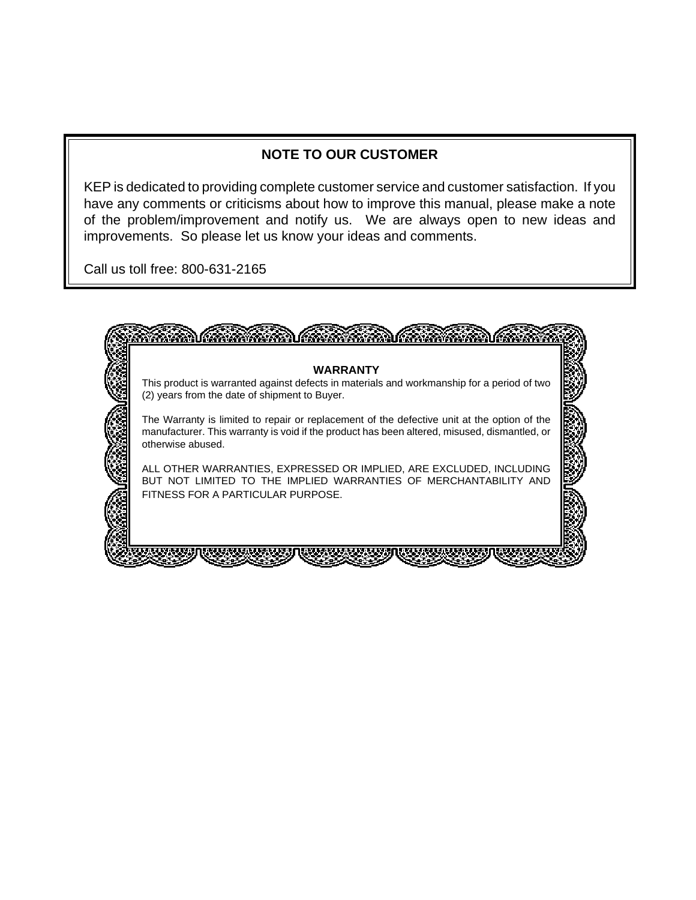## NOTE TO OUR CUSTOMER

KEP is dedicated to providing complete customer service and customer satisfaction. If you have any comments or criticisms about how to improve this manual, please make a note of the problem/improvement and notify us. We are always open to new ideas and improvements. So please let us know your ideas and comments.

Call us toll free: 800-631-2165

## WARRANTY

This product is warranted against defects in materials and workmanship for a period of two (2) years from the date of shipment to Buyer.

The Warranty is limited to repair or replacement of the defective unit at the option of the manufacturer. This warranty is void if the product has been altered, misused, dismantled, or otherwise abused.

ALL OTHER WARRANTIES, EXPRESSED OR IMPLIED, ARE EXCLUDED, INCLUDING BUT NOT LIMITED TO THE IMPLIED WARRANTIES OF MERCHANTABILITY AND FITNESS FOR A PARTICULAR PURPOSE.